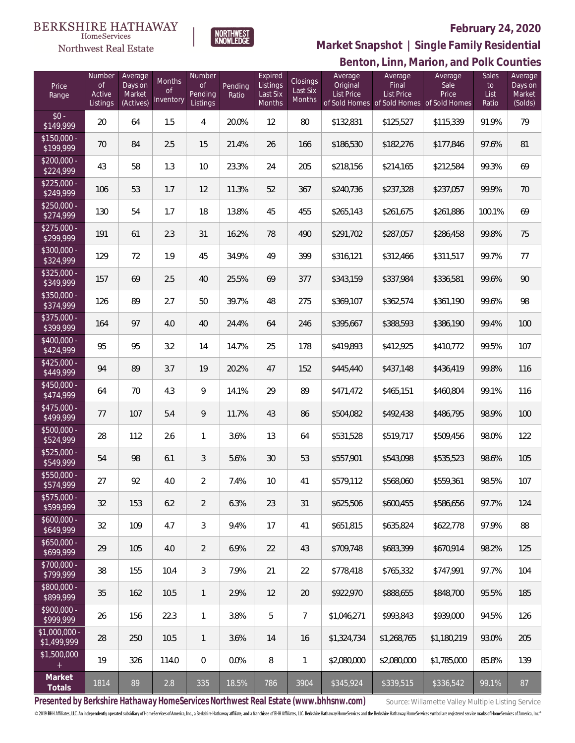BERKSHIRE HATHAWAY HomeServices Northwest Real Estate | NORTHWEST KNOWLEDGE

## February 24, 2020

## Market Snapshot | Single Family Residential

## Benton, Linn, Marion, and Polk Counties

| Price Range | Number of Active Listings | Average Days on Market (Actives) | Months of Inventory | Number of Pending Listings | Pending Ratio | Expired Listings Last Six Months | Closings Last Six Months | Average Original List Price of Sold Homes | Average Final List Price of Sold Homes | Average Sale Price of Sold Homes | Sales to List Ratio | Average Days on Market (Solds) |
|---|---|---|---|---|---|---|---|---|---|---|---|---|
| $0 - $149,999 | 20 | 64 | 1.5 | 4 | 20.0% | 12 | 80 | $132,831 | $125,527 | $115,339 | 91.9% | 79 |
| $150,000 - $199,999 | 70 | 84 | 2.5 | 15 | 21.4% | 26 | 166 | $186,530 | $182,276 | $177,846 | 97.6% | 81 |
| $200,000 - $224,999 | 43 | 58 | 1.3 | 10 | 23.3% | 24 | 205 | $218,156 | $214,165 | $212,584 | 99.3% | 69 |
| $225,000 - $249,999 | 106 | 53 | 1.7 | 12 | 11.3% | 52 | 367 | $240,736 | $237,328 | $237,057 | 99.9% | 70 |
| $250,000 - $274,999 | 130 | 54 | 1.7 | 18 | 13.8% | 45 | 455 | $265,143 | $261,675 | $261,886 | 100.1% | 69 |
| $275,000 - $299,999 | 191 | 61 | 2.3 | 31 | 16.2% | 78 | 490 | $291,702 | $287,057 | $286,458 | 99.8% | 75 |
| $300,000 - $324,999 | 129 | 72 | 1.9 | 45 | 34.9% | 49 | 399 | $316,121 | $312,466 | $311,517 | 99.7% | 77 |
| $325,000 - $349,999 | 157 | 69 | 2.5 | 40 | 25.5% | 69 | 377 | $343,159 | $337,984 | $336,581 | 99.6% | 90 |
| $350,000 - $374,999 | 126 | 89 | 2.7 | 50 | 39.7% | 48 | 275 | $369,107 | $362,574 | $361,190 | 99.6% | 98 |
| $375,000 - $399,999 | 164 | 97 | 4.0 | 40 | 24.4% | 64 | 246 | $395,667 | $388,593 | $386,190 | 99.4% | 100 |
| $400,000 - $424,999 | 95 | 95 | 3.2 | 14 | 14.7% | 25 | 178 | $419,893 | $412,925 | $410,772 | 99.5% | 107 |
| $425,000 - $449,999 | 94 | 89 | 3.7 | 19 | 20.2% | 47 | 152 | $445,440 | $437,148 | $436,419 | 99.8% | 116 |
| $450,000 - $474,999 | 64 | 70 | 4.3 | 9 | 14.1% | 29 | 89 | $471,472 | $465,151 | $460,804 | 99.1% | 116 |
| $475,000 - $499,999 | 77 | 107 | 5.4 | 9 | 11.7% | 43 | 86 | $504,082 | $492,438 | $486,795 | 98.9% | 100 |
| $500,000 - $524,999 | 28 | 112 | 2.6 | 1 | 3.6% | 13 | 64 | $531,528 | $519,717 | $509,456 | 98.0% | 122 |
| $525,000 - $549,999 | 54 | 98 | 6.1 | 3 | 5.6% | 30 | 53 | $557,901 | $543,098 | $535,523 | 98.6% | 105 |
| $550,000 - $574,999 | 27 | 92 | 4.0 | 2 | 7.4% | 10 | 41 | $579,112 | $568,060 | $559,361 | 98.5% | 107 |
| $575,000 - $599,999 | 32 | 153 | 6.2 | 2 | 6.3% | 23 | 31 | $625,506 | $600,455 | $586,656 | 97.7% | 124 |
| $600,000 - $649,999 | 32 | 109 | 4.7 | 3 | 9.4% | 17 | 41 | $651,815 | $635,824 | $622,778 | 97.9% | 88 |
| $650,000 - $699,999 | 29 | 105 | 4.0 | 2 | 6.9% | 22 | 43 | $709,748 | $683,399 | $670,914 | 98.2% | 125 |
| $700,000 - $799,999 | 38 | 155 | 10.4 | 3 | 7.9% | 21 | 22 | $778,418 | $765,332 | $747,991 | 97.7% | 104 |
| $800,000 - $899,999 | 35 | 162 | 10.5 | 1 | 2.9% | 12 | 20 | $922,970 | $888,655 | $848,700 | 95.5% | 185 |
| $900,000 - $999,999 | 26 | 156 | 22.3 | 1 | 3.8% | 5 | 7 | $1,046,271 | $993,843 | $939,000 | 94.5% | 126 |
| $1,000,000 - $1,499,999 | 28 | 250 | 10.5 | 1 | 3.6% | 14 | 16 | $1,324,734 | $1,268,765 | $1,180,219 | 93.0% | 205 |
| $1,500,000 + | 19 | 326 | 114.0 | 0 | 0.0% | 8 | 1 | $2,080,000 | $2,080,000 | $1,785,000 | 85.8% | 139 |
| **Market Totals** | 1814 | 89 | 2.8 | 335 | 18.5% | 786 | 3904 | $345,924 | $339,515 | $336,542 | 99.1% | 87 |

**Presented by Berkshire Hathaway HomeServices Northwest Real Estate (www.bhhsnw.com)** Source: Willamette Valley Multiple Listing Service

© 2019 BHH Affiliates, LLC. An independently operated subsidiary of HomeServices of America, Inc., a Berkshire Hathaway affiliate, and a franchisee of BHH Affiliates, LLC. Berkshire Hathaway HomeServices and the Berkshire Hathaway HomeServices symbol are registered service marks of HomeServices of America, Inc.®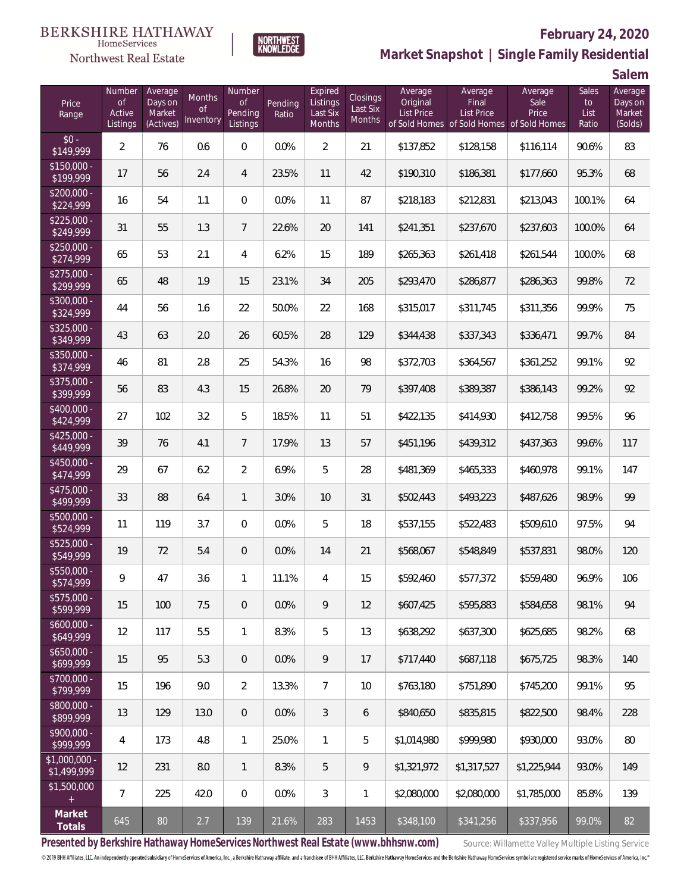BERKSHIRE HATHAWAY HomeServices Northwest Real Estate | NORTHWEST KNOWLEDGE

# February 24, 2020

## Market Snapshot | Single Family Residential

### Salem

| Price Range | Number of Active Listings | Average Days on Market (Actives) | Months of Inventory | Number of Pending Listings | Pending Ratio | Expired Listings Last Six Months | Closings Last Six Months | Average Original List Price of Sold Homes | Average Final List Price of Sold Homes | Average Sale Price of Sold Homes | Sales to List Ratio | Average Days on Market (Solds) |
|---|---|---|---|---|---|---|---|---|---|---|---|---|
| $0 - $149,999 | 2 | 76 | 0.6 | 0 | 0.0% | 2 | 21 | $137,852 | $128,158 | $116,114 | 90.6% | 83 |
| $150,000 - $199,999 | 17 | 56 | 2.4 | 4 | 23.5% | 11 | 42 | $190,310 | $186,381 | $177,660 | 95.3% | 68 |
| $200,000 - $224,999 | 16 | 54 | 1.1 | 0 | 0.0% | 11 | 87 | $218,183 | $212,831 | $213,043 | 100.1% | 64 |
| $225,000 - $249,999 | 31 | 55 | 1.3 | 7 | 22.6% | 20 | 141 | $241,351 | $237,670 | $237,603 | 100.0% | 64 |
| $250,000 - $274,999 | 65 | 53 | 2.1 | 4 | 6.2% | 15 | 189 | $265,363 | $261,418 | $261,544 | 100.0% | 68 |
| $275,000 - $299,999 | 65 | 48 | 1.9 | 15 | 23.1% | 34 | 205 | $293,470 | $286,877 | $286,363 | 99.8% | 72 |
| $300,000 - $324,999 | 44 | 56 | 1.6 | 22 | 50.0% | 22 | 168 | $315,017 | $311,745 | $311,356 | 99.9% | 75 |
| $325,000 - $349,999 | 43 | 63 | 2.0 | 26 | 60.5% | 28 | 129 | $344,438 | $337,343 | $336,471 | 99.7% | 84 |
| $350,000 - $374,999 | 46 | 81 | 2.8 | 25 | 54.3% | 16 | 98 | $372,703 | $364,567 | $361,252 | 99.1% | 92 |
| $375,000 - $399,999 | 56 | 83 | 4.3 | 15 | 26.8% | 20 | 79 | $397,408 | $389,387 | $386,143 | 99.2% | 92 |
| $400,000 - $424,999 | 27 | 102 | 3.2 | 5 | 18.5% | 11 | 51 | $422,135 | $414,930 | $412,758 | 99.5% | 96 |
| $425,000 - $449,999 | 39 | 76 | 4.1 | 7 | 17.9% | 13 | 57 | $451,196 | $439,312 | $437,363 | 99.6% | 117 |
| $450,000 - $474,999 | 29 | 67 | 6.2 | 2 | 6.9% | 5 | 28 | $481,369 | $465,333 | $460,978 | 99.1% | 147 |
| $475,000 - $499,999 | 33 | 88 | 6.4 | 1 | 3.0% | 10 | 31 | $502,443 | $493,223 | $487,626 | 98.9% | 99 |
| $500,000 - $524,999 | 11 | 119 | 3.7 | 0 | 0.0% | 5 | 18 | $537,155 | $522,483 | $509,610 | 97.5% | 94 |
| $525,000 - $549,999 | 19 | 72 | 5.4 | 0 | 0.0% | 14 | 21 | $568,067 | $548,849 | $537,831 | 98.0% | 120 |
| $550,000 - $574,999 | 9 | 47 | 3.6 | 1 | 11.1% | 4 | 15 | $592,460 | $577,372 | $559,480 | 96.9% | 106 |
| $575,000 - $599,999 | 15 | 100 | 7.5 | 0 | 0.0% | 9 | 12 | $607,425 | $595,883 | $584,658 | 98.1% | 94 |
| $600,000 - $649,999 | 12 | 117 | 5.5 | 1 | 8.3% | 5 | 13 | $638,292 | $637,300 | $625,685 | 98.2% | 68 |
| $650,000 - $699,999 | 15 | 95 | 5.3 | 0 | 0.0% | 9 | 17 | $717,440 | $687,118 | $675,725 | 98.3% | 140 |
| $700,000 - $799,999 | 15 | 196 | 9.0 | 2 | 13.3% | 7 | 10 | $763,180 | $751,890 | $745,200 | 99.1% | 95 |
| $800,000 - $899,999 | 13 | 129 | 13.0 | 0 | 0.0% | 3 | 6 | $840,650 | $835,815 | $822,500 | 98.4% | 228 |
| $900,000 - $999,999 | 4 | 173 | 4.8 | 1 | 25.0% | 1 | 5 | $1,014,980 | $999,980 | $930,000 | 93.0% | 80 |
| $1,000,000 - $1,499,999 | 12 | 231 | 8.0 | 1 | 8.3% | 5 | 9 | $1,321,972 | $1,317,527 | $1,225,944 | 93.0% | 149 |
| $1,500,000 + | 7 | 225 | 42.0 | 0 | 0.0% | 3 | 1 | $2,080,000 | $2,080,000 | $1,785,000 | 85.8% | 139 |
| **Market Totals** | 645 | 80 | 2.7 | 139 | 21.6% | 283 | 1453 | $348,100 | $341,256 | $337,956 | 99.0% | 82 |

**Presented by Berkshire Hathaway HomeServices Northwest Real Estate (www.bhhsnw.com)** Source: Willamette Valley Multiple Listing Service

© 2019 BHH Affiliates, LLC. An independently operated subsidiary of HomeServices of America, Inc., a Berkshire Hathaway affiliate, and a franchisee of BHH Affiliates, LLC. Berkshire Hathaway HomeServices and the Berkshire Hathaway HomeServices symbol are registered service marks of HomeServices of America, Inc.®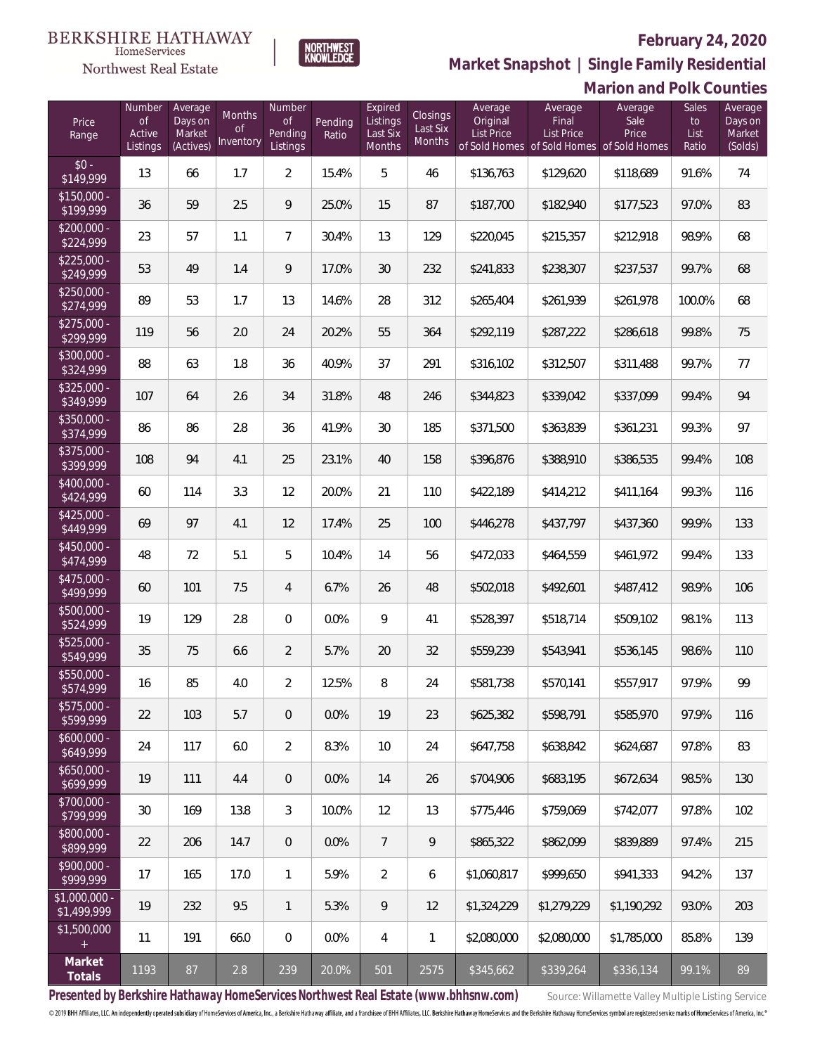BERKSHIRE HATHAWAY HomeServices Northwest Real Estate | NORTHWEST KNOWLEDGE

**February 24, 2020**

## Market Snapshot | Single Family Residential

### Marion and Polk Counties

| Price Range | Number of Active Listings | Average Days on Market (Actives) | Months of Inventory | Number of Pending Listings | Pending Ratio | Expired Listings Last Six Months | Closings Last Six Months | Average Original List Price of Sold Homes | Average Final List Price of Sold Homes | Average Sale Price of Sold Homes | Sales to List Ratio | Average Days on Market (Solds) |
|---|---|---|---|---|---|---|---|---|---|---|---|---|
| $0 - $149,999 | 13 | 66 | 1.7 | 2 | 15.4% | 5 | 46 | $136,763 | $129,620 | $118,689 | 91.6% | 74 |
| $150,000 - $199,999 | 36 | 59 | 2.5 | 9 | 25.0% | 15 | 87 | $187,700 | $182,940 | $177,523 | 97.0% | 83 |
| $200,000 - $224,999 | 23 | 57 | 1.1 | 7 | 30.4% | 13 | 129 | $220,045 | $215,357 | $212,918 | 98.9% | 68 |
| $225,000 - $249,999 | 53 | 49 | 1.4 | 9 | 17.0% | 30 | 232 | $241,833 | $238,307 | $237,537 | 99.7% | 68 |
| $250,000 - $274,999 | 89 | 53 | 1.7 | 13 | 14.6% | 28 | 312 | $265,404 | $261,939 | $261,978 | 100.0% | 68 |
| $275,000 - $299,999 | 119 | 56 | 2.0 | 24 | 20.2% | 55 | 364 | $292,119 | $287,222 | $286,618 | 99.8% | 75 |
| $300,000 - $324,999 | 88 | 63 | 1.8 | 36 | 40.9% | 37 | 291 | $316,102 | $312,507 | $311,488 | 99.7% | 77 |
| $325,000 - $349,999 | 107 | 64 | 2.6 | 34 | 31.8% | 48 | 246 | $344,823 | $339,042 | $337,099 | 99.4% | 94 |
| $350,000 - $374,999 | 86 | 86 | 2.8 | 36 | 41.9% | 30 | 185 | $371,500 | $363,839 | $361,231 | 99.3% | 97 |
| $375,000 - $399,999 | 108 | 94 | 4.1 | 25 | 23.1% | 40 | 158 | $396,876 | $388,910 | $386,535 | 99.4% | 108 |
| $400,000 - $424,999 | 60 | 114 | 3.3 | 12 | 20.0% | 21 | 110 | $422,189 | $414,212 | $411,164 | 99.3% | 116 |
| $425,000 - $449,999 | 69 | 97 | 4.1 | 12 | 17.4% | 25 | 100 | $446,278 | $437,797 | $437,360 | 99.9% | 133 |
| $450,000 - $474,999 | 48 | 72 | 5.1 | 5 | 10.4% | 14 | 56 | $472,033 | $464,559 | $461,972 | 99.4% | 133 |
| $475,000 - $499,999 | 60 | 101 | 7.5 | 4 | 6.7% | 26 | 48 | $502,018 | $492,601 | $487,412 | 98.9% | 106 |
| $500,000 - $524,999 | 19 | 129 | 2.8 | 0 | 0.0% | 9 | 41 | $528,397 | $518,714 | $509,102 | 98.1% | 113 |
| $525,000 - $549,999 | 35 | 75 | 6.6 | 2 | 5.7% | 20 | 32 | $559,239 | $543,941 | $536,145 | 98.6% | 110 |
| $550,000 - $574,999 | 16 | 85 | 4.0 | 2 | 12.5% | 8 | 24 | $581,738 | $570,141 | $557,917 | 97.9% | 99 |
| $575,000 - $599,999 | 22 | 103 | 5.7 | 0 | 0.0% | 19 | 23 | $625,382 | $598,791 | $585,970 | 97.9% | 116 |
| $600,000 - $649,999 | 24 | 117 | 6.0 | 2 | 8.3% | 10 | 24 | $647,758 | $638,842 | $624,687 | 97.8% | 83 |
| $650,000 - $699,999 | 19 | 111 | 4.4 | 0 | 0.0% | 14 | 26 | $704,906 | $683,195 | $672,634 | 98.5% | 130 |
| $700,000 - $799,999 | 30 | 169 | 13.8 | 3 | 10.0% | 12 | 13 | $775,446 | $759,069 | $742,077 | 97.8% | 102 |
| $800,000 - $899,999 | 22 | 206 | 14.7 | 0 | 0.0% | 7 | 9 | $865,322 | $862,099 | $839,889 | 97.4% | 215 |
| $900,000 - $999,999 | 17 | 165 | 17.0 | 1 | 5.9% | 2 | 6 | $1,060,817 | $999,650 | $941,333 | 94.2% | 137 |
| $1,000,000 - $1,499,999 | 19 | 232 | 9.5 | 1 | 5.3% | 9 | 12 | $1,324,229 | $1,279,229 | $1,190,292 | 93.0% | 203 |
| $1,500,000 + | 11 | 191 | 66.0 | 0 | 0.0% | 4 | 1 | $2,080,000 | $2,080,000 | $1,785,000 | 85.8% | 139 |
| **Market Totals** | 1193 | 87 | 2.8 | 239 | 20.0% | 501 | 2575 | $345,662 | $339,264 | $336,134 | 99.1% | 89 |

**Presented by Berkshire Hathaway HomeServices Northwest Real Estate (www.bhhsnw.com)** Source: Willamette Valley Multiple Listing Service

© 2019 BHH Affiliates, LLC. An independently operated subsidiary of HomeServices of America, Inc., a Berkshire Hathaway affiliate, and a franchisee of BHH Affiliates, LLC. Berkshire Hathaway HomeServices and the Berkshire Hathaway HomeServices symbol are registered service marks of HomeServices of America, Inc.®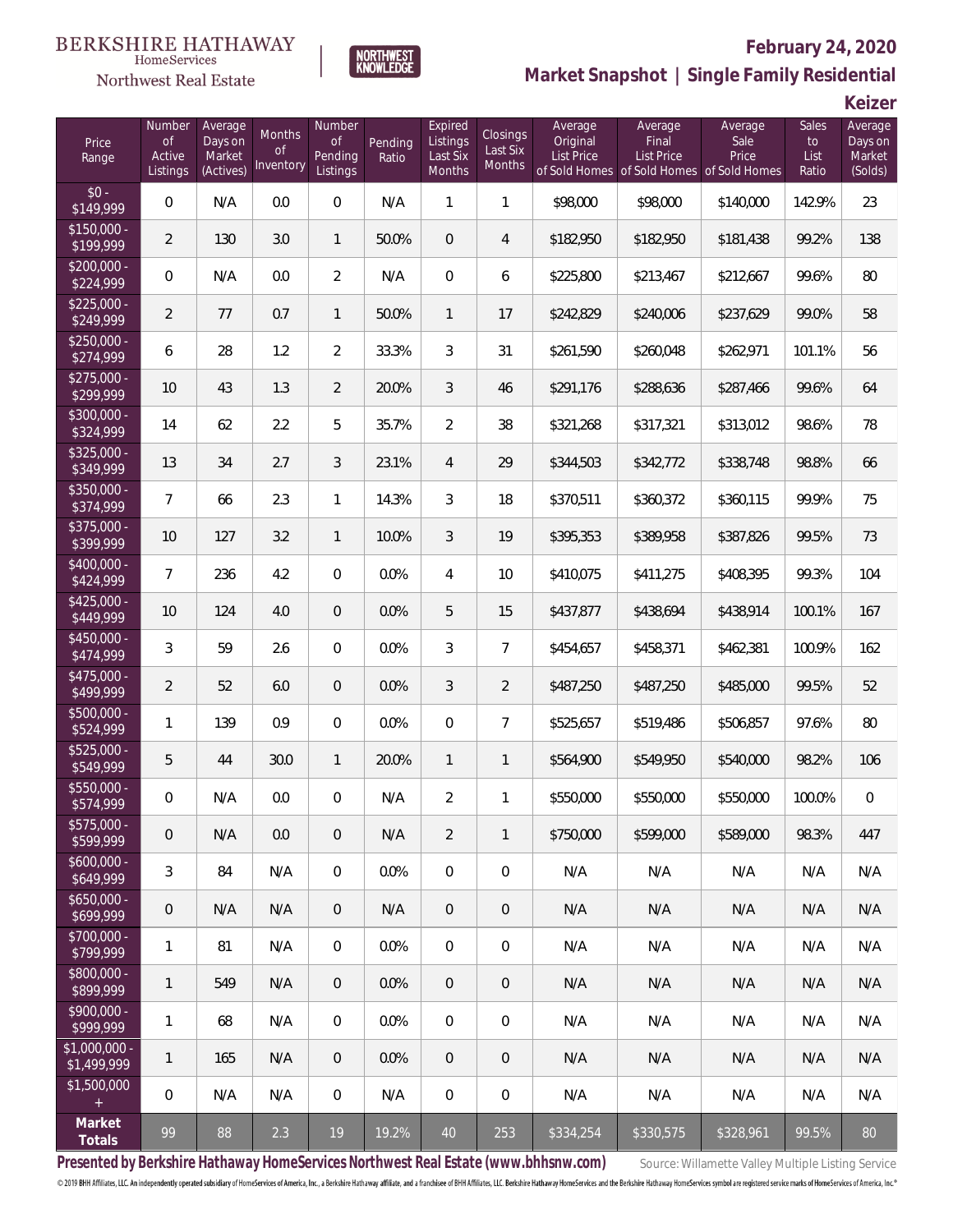BERKSHIRE HATHAWAY HomeServices Northwest Real Estate

NORTHWEST KNOWLEDGE

## February 24, 2020

## Market Snapshot | Single Family Residential

## Keizer

| Price Range | Number of Active Listings | Average Days on Market (Actives) | Months of Inventory | Number of Pending Listings | Pending Ratio | Expired Listings Last Six Months | Closings Last Six Months | Average Original List Price of Sold Homes | Average Final List Price of Sold Homes | Average Sale Price of Sold Homes | Sales to List Ratio | Average Days on Market (Solds) |
|---|---|---|---|---|---|---|---|---|---|---|---|---|
| $0 - $149,999 | 0 | N/A | 0.0 | 0 | N/A | 1 | 1 | $98,000 | $98,000 | $140,000 | 142.9% | 23 |
| $150,000 - $199,999 | 2 | 130 | 3.0 | 1 | 50.0% | 0 | 4 | $182,950 | $182,950 | $181,438 | 99.2% | 138 |
| $200,000 - $224,999 | 0 | N/A | 0.0 | 2 | N/A | 0 | 6 | $225,800 | $213,467 | $212,667 | 99.6% | 80 |
| $225,000 - $249,999 | 2 | 77 | 0.7 | 1 | 50.0% | 1 | 17 | $242,829 | $240,006 | $237,629 | 99.0% | 58 |
| $250,000 - $274,999 | 6 | 28 | 1.2 | 2 | 33.3% | 3 | 31 | $261,590 | $260,048 | $262,971 | 101.1% | 56 |
| $275,000 - $299,999 | 10 | 43 | 1.3 | 2 | 20.0% | 3 | 46 | $291,176 | $288,636 | $287,466 | 99.6% | 64 |
| $300,000 - $324,999 | 14 | 62 | 2.2 | 5 | 35.7% | 2 | 38 | $321,268 | $317,321 | $313,012 | 98.6% | 78 |
| $325,000 - $349,999 | 13 | 34 | 2.7 | 3 | 23.1% | 4 | 29 | $344,503 | $342,772 | $338,748 | 98.8% | 66 |
| $350,000 - $374,999 | 7 | 66 | 2.3 | 1 | 14.3% | 3 | 18 | $370,511 | $360,372 | $360,115 | 99.9% | 75 |
| $375,000 - $399,999 | 10 | 127 | 3.2 | 1 | 10.0% | 3 | 19 | $395,353 | $389,958 | $387,826 | 99.5% | 73 |
| $400,000 - $424,999 | 7 | 236 | 4.2 | 0 | 0.0% | 4 | 10 | $410,075 | $411,275 | $408,395 | 99.3% | 104 |
| $425,000 - $449,999 | 10 | 124 | 4.0 | 0 | 0.0% | 5 | 15 | $437,877 | $438,694 | $438,914 | 100.1% | 167 |
| $450,000 - $474,999 | 3 | 59 | 2.6 | 0 | 0.0% | 3 | 7 | $454,657 | $458,371 | $462,381 | 100.9% | 162 |
| $475,000 - $499,999 | 2 | 52 | 6.0 | 0 | 0.0% | 3 | 2 | $487,250 | $487,250 | $485,000 | 99.5% | 52 |
| $500,000 - $524,999 | 1 | 139 | 0.9 | 0 | 0.0% | 0 | 7 | $525,657 | $519,486 | $506,857 | 97.6% | 80 |
| $525,000 - $549,999 | 5 | 44 | 30.0 | 1 | 20.0% | 1 | 1 | $564,900 | $549,950 | $540,000 | 98.2% | 106 |
| $550,000 - $574,999 | 0 | N/A | 0.0 | 0 | N/A | 2 | 1 | $550,000 | $550,000 | $550,000 | 100.0% | 0 |
| $575,000 - $599,999 | 0 | N/A | 0.0 | 0 | N/A | 2 | 1 | $750,000 | $599,000 | $589,000 | 98.3% | 447 |
| $600,000 - $649,999 | 3 | 84 | N/A | 0 | 0.0% | 0 | 0 | N/A | N/A | N/A | N/A | N/A |
| $650,000 - $699,999 | 0 | N/A | N/A | 0 | N/A | 0 | 0 | N/A | N/A | N/A | N/A | N/A |
| $700,000 - $799,999 | 1 | 81 | N/A | 0 | 0.0% | 0 | 0 | N/A | N/A | N/A | N/A | N/A |
| $800,000 - $899,999 | 1 | 549 | N/A | 0 | 0.0% | 0 | 0 | N/A | N/A | N/A | N/A | N/A |
| $900,000 - $999,999 | 1 | 68 | N/A | 0 | 0.0% | 0 | 0 | N/A | N/A | N/A | N/A | N/A |
| $1,000,000 - $1,499,999 | 1 | 165 | N/A | 0 | 0.0% | 0 | 0 | N/A | N/A | N/A | N/A | N/A |
| $1,500,000 + | 0 | N/A | N/A | 0 | N/A | 0 | 0 | N/A | N/A | N/A | N/A | N/A |
| **Market Totals** | 99 | 88 | 2.3 | 19 | 19.2% | 40 | 253 | $334,254 | $330,575 | $328,961 | 99.5% | 80 |

**Presented by Berkshire Hathaway HomeServices Northwest Real Estate (www.bhhsnw.com)** Source: Willamette Valley Multiple Listing Service

© 2019 BHH Affiliates, LLC. An independently operated subsidiary of HomeServices of America, Inc., a Berkshire Hathaway affiliate, and a franchisee of BHH Affiliates, LLC. Berkshire Hathaway HomeServices and the Berkshire Hathaway HomeServices symbol are registered service marks of HomeServices of America, Inc.®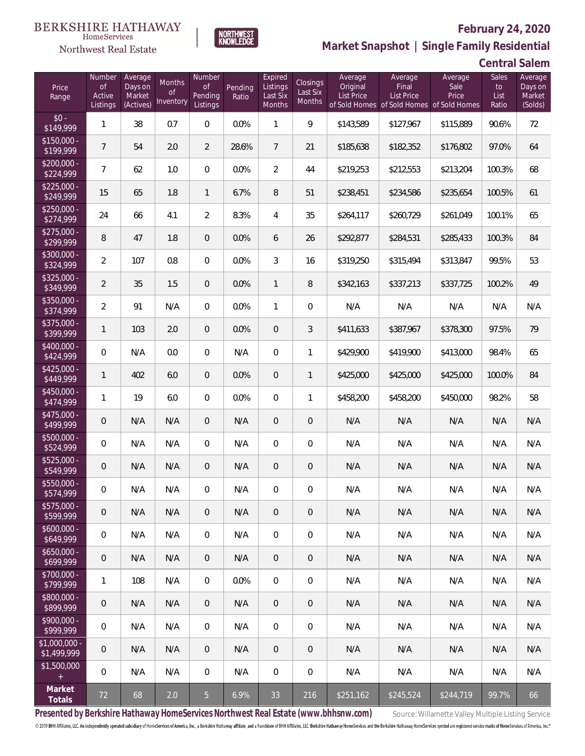BERKSHIRE HATHAWAY HomeServices Northwest Real Estate

NORTHWEST KNOWLEDGE

**February 24, 2020**

**Market Snapshot | Single Family Residential**

**Central Salem**

| Price Range | Number of Active Listings | Average Days on Market (Actives) | Months of Inventory | Number of Pending Listings | Pending Ratio | Expired Listings Last Six Months | Closings Last Six Months | Average Original List Price of Sold Homes | Average Final List Price of Sold Homes | Average Sale Price of Sold Homes | Sales to List Ratio | Average Days on Market (Solds) |
|---|---|---|---|---|---|---|---|---|---|---|---|---|
| $0 - $149,999 | 1 | 38 | 0.7 | 0 | 0.0% | 1 | 9 | $143,589 | $127,967 | $115,889 | 90.6% | 72 |
| $150,000 - $199,999 | 7 | 54 | 2.0 | 2 | 28.6% | 7 | 21 | $185,638 | $182,352 | $176,802 | 97.0% | 64 |
| $200,000 - $224,999 | 7 | 62 | 1.0 | 0 | 0.0% | 2 | 44 | $219,253 | $212,553 | $213,204 | 100.3% | 68 |
| $225,000 - $249,999 | 15 | 65 | 1.8 | 1 | 6.7% | 8 | 51 | $238,451 | $234,586 | $235,654 | 100.5% | 61 |
| $250,000 - $274,999 | 24 | 66 | 4.1 | 2 | 8.3% | 4 | 35 | $264,117 | $260,729 | $261,049 | 100.1% | 65 |
| $275,000 - $299,999 | 8 | 47 | 1.8 | 0 | 0.0% | 6 | 26 | $292,877 | $284,531 | $285,433 | 100.3% | 84 |
| $300,000 - $324,999 | 2 | 107 | 0.8 | 0 | 0.0% | 3 | 16 | $319,250 | $315,494 | $313,847 | 99.5% | 53 |
| $325,000 - $349,999 | 2 | 35 | 1.5 | 0 | 0.0% | 1 | 8 | $342,163 | $337,213 | $337,725 | 100.2% | 49 |
| $350,000 - $374,999 | 2 | 91 | N/A | 0 | 0.0% | 1 | 0 | N/A | N/A | N/A | N/A | N/A |
| $375,000 - $399,999 | 1 | 103 | 2.0 | 0 | 0.0% | 0 | 3 | $411,633 | $387,967 | $378,300 | 97.5% | 79 |
| $400,000 - $424,999 | 0 | N/A | 0.0 | 0 | N/A | 0 | 1 | $429,900 | $419,900 | $413,000 | 98.4% | 65 |
| $425,000 - $449,999 | 1 | 402 | 6.0 | 0 | 0.0% | 0 | 1 | $425,000 | $425,000 | $425,000 | 100.0% | 84 |
| $450,000 - $474,999 | 1 | 19 | 6.0 | 0 | 0.0% | 0 | 1 | $458,200 | $458,200 | $450,000 | 98.2% | 58 |
| $475,000 - $499,999 | 0 | N/A | N/A | 0 | N/A | 0 | 0 | N/A | N/A | N/A | N/A | N/A |
| $500,000 - $524,999 | 0 | N/A | N/A | 0 | N/A | 0 | 0 | N/A | N/A | N/A | N/A | N/A |
| $525,000 - $549,999 | 0 | N/A | N/A | 0 | N/A | 0 | 0 | N/A | N/A | N/A | N/A | N/A |
| $550,000 - $574,999 | 0 | N/A | N/A | 0 | N/A | 0 | 0 | N/A | N/A | N/A | N/A | N/A |
| $575,000 - $599,999 | 0 | N/A | N/A | 0 | N/A | 0 | 0 | N/A | N/A | N/A | N/A | N/A |
| $600,000 - $649,999 | 0 | N/A | N/A | 0 | N/A | 0 | 0 | N/A | N/A | N/A | N/A | N/A |
| $650,000 - $699,999 | 0 | N/A | N/A | 0 | N/A | 0 | 0 | N/A | N/A | N/A | N/A | N/A |
| $700,000 - $799,999 | 1 | 108 | N/A | 0 | 0.0% | 0 | 0 | N/A | N/A | N/A | N/A | N/A |
| $800,000 - $899,999 | 0 | N/A | N/A | 0 | N/A | 0 | 0 | N/A | N/A | N/A | N/A | N/A |
| $900,000 - $999,999 | 0 | N/A | N/A | 0 | N/A | 0 | 0 | N/A | N/A | N/A | N/A | N/A |
| $1,000,000 - $1,499,999 | 0 | N/A | N/A | 0 | N/A | 0 | 0 | N/A | N/A | N/A | N/A | N/A |
| $1,500,000 + | 0 | N/A | N/A | 0 | N/A | 0 | 0 | N/A | N/A | N/A | N/A | N/A |
| **Market Totals** | 72 | 68 | 2.0 | 5 | 6.9% | 33 | 216 | $251,162 | $245,524 | $244,719 | 99.7% | 66 |

**Presented by Berkshire Hathaway HomeServices Northwest Real Estate (www.bhhsnw.com)** Source: Willamette Valley Multiple Listing Service

© 2019 BHH Affiliates, LLC. An independently operated subsidiary of HomeServices of America, Inc., a Berkshire Hathaway affiliate, and a franchisee of BHH Affiliates, LLC. Berkshire Hathaway HomeServices and the Berkshire Hathaway HomeServices symbol are registered service marks of HomeServices of America, Inc.®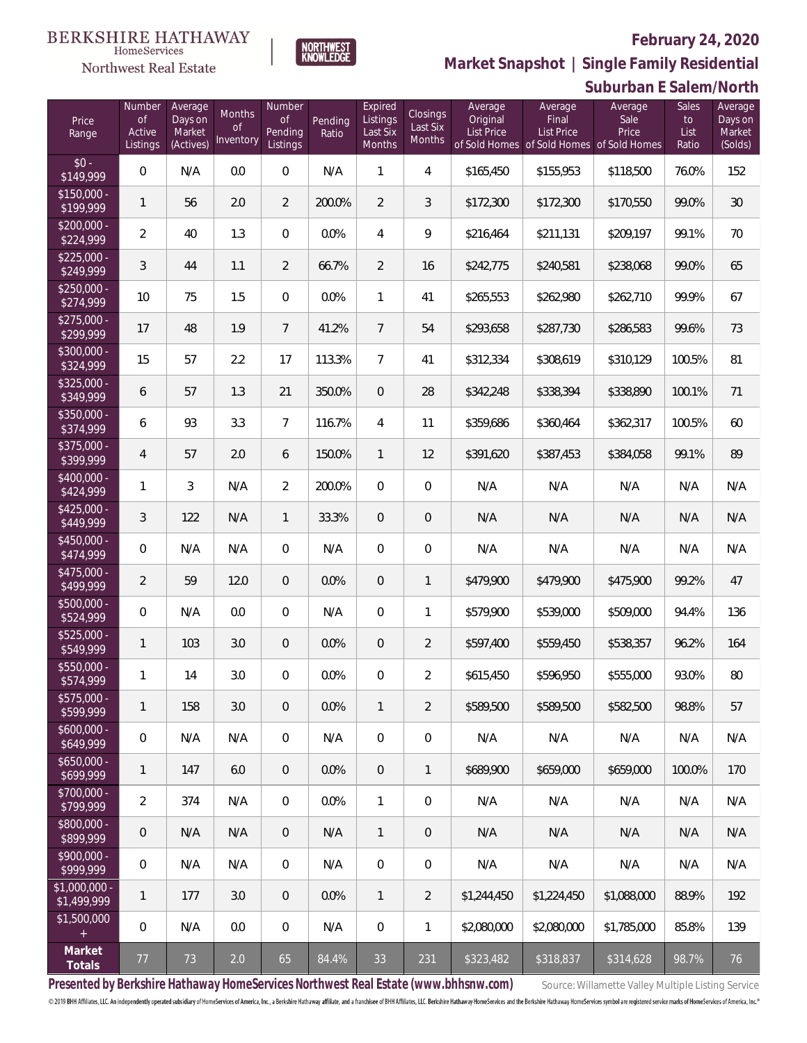BERKSHIRE HATHAWAY HomeServices Northwest Real Estate

NORTHWEST KNOWLEDGE

## February 24, 2020

## Market Snapshot | Single Family Residential

## Suburban E Salem/North

| Price Range | Number of Active Listings | Average Days on Market (Actives) | Months of Inventory | Number of Pending Listings | Pending Ratio | Expired Listings Last Six Months | Closings Last Six Months | Average Original List Price of Sold Homes | Average Final List Price of Sold Homes | Average Sale Price of Sold Homes | Sales to List Ratio | Average Days on Market (Solds) |
|---|---|---|---|---|---|---|---|---|---|---|---|---|
| $0 - $149,999 | 0 | N/A | 0.0 | 0 | N/A | 1 | 4 | $165,450 | $155,953 | $118,500 | 76.0% | 152 |
| $150,000 - $199,999 | 1 | 56 | 2.0 | 2 | 200.0% | 2 | 3 | $172,300 | $172,300 | $170,550 | 99.0% | 30 |
| $200,000 - $224,999 | 2 | 40 | 1.3 | 0 | 0.0% | 4 | 9 | $216,464 | $211,131 | $209,197 | 99.1% | 70 |
| $225,000 - $249,999 | 3 | 44 | 1.1 | 2 | 66.7% | 2 | 16 | $242,775 | $240,581 | $238,068 | 99.0% | 65 |
| $250,000 - $274,999 | 10 | 75 | 1.5 | 0 | 0.0% | 1 | 41 | $265,553 | $262,980 | $262,710 | 99.9% | 67 |
| $275,000 - $299,999 | 17 | 48 | 1.9 | 7 | 41.2% | 7 | 54 | $293,658 | $287,730 | $286,583 | 99.6% | 73 |
| $300,000 - $324,999 | 15 | 57 | 2.2 | 17 | 113.3% | 7 | 41 | $312,334 | $308,619 | $310,129 | 100.5% | 81 |
| $325,000 - $349,999 | 6 | 57 | 1.3 | 21 | 350.0% | 0 | 28 | $342,248 | $338,394 | $338,890 | 100.1% | 71 |
| $350,000 - $374,999 | 6 | 93 | 3.3 | 7 | 116.7% | 4 | 11 | $359,686 | $360,464 | $362,317 | 100.5% | 60 |
| $375,000 - $399,999 | 4 | 57 | 2.0 | 6 | 150.0% | 1 | 12 | $391,620 | $387,453 | $384,058 | 99.1% | 89 |
| $400,000 - $424,999 | 1 | 3 | N/A | 2 | 200.0% | 0 | 0 | N/A | N/A | N/A | N/A | N/A |
| $425,000 - $449,999 | 3 | 122 | N/A | 1 | 33.3% | 0 | 0 | N/A | N/A | N/A | N/A | N/A |
| $450,000 - $474,999 | 0 | N/A | N/A | 0 | N/A | 0 | 0 | N/A | N/A | N/A | N/A | N/A |
| $475,000 - $499,999 | 2 | 59 | 12.0 | 0 | 0.0% | 0 | 1 | $479,900 | $479,900 | $475,900 | 99.2% | 47 |
| $500,000 - $524,999 | 0 | N/A | 0.0 | 0 | N/A | 0 | 1 | $579,900 | $539,000 | $509,000 | 94.4% | 136 |
| $525,000 - $549,999 | 1 | 103 | 3.0 | 0 | 0.0% | 0 | 2 | $597,400 | $559,450 | $538,357 | 96.2% | 164 |
| $550,000 - $574,999 | 1 | 14 | 3.0 | 0 | 0.0% | 0 | 2 | $615,450 | $596,950 | $555,000 | 93.0% | 80 |
| $575,000 - $599,999 | 1 | 158 | 3.0 | 0 | 0.0% | 1 | 2 | $589,500 | $589,500 | $582,500 | 98.8% | 57 |
| $600,000 - $649,999 | 0 | N/A | N/A | 0 | N/A | 0 | 0 | N/A | N/A | N/A | N/A | N/A |
| $650,000 - $699,999 | 1 | 147 | 6.0 | 0 | 0.0% | 0 | 1 | $689,900 | $659,000 | $659,000 | 100.0% | 170 |
| $700,000 - $799,999 | 2 | 374 | N/A | 0 | 0.0% | 1 | 0 | N/A | N/A | N/A | N/A | N/A |
| $800,000 - $899,999 | 0 | N/A | N/A | 0 | N/A | 1 | 0 | N/A | N/A | N/A | N/A | N/A |
| $900,000 - $999,999 | 0 | N/A | N/A | 0 | N/A | 0 | 0 | N/A | N/A | N/A | N/A | N/A |
| $1,000,000 - $1,499,999 | 1 | 177 | 3.0 | 0 | 0.0% | 1 | 2 | $1,244,450 | $1,224,450 | $1,088,000 | 88.9% | 192 |
| $1,500,000 + | 0 | N/A | 0.0 | 0 | N/A | 0 | 1 | $2,080,000 | $2,080,000 | $1,785,000 | 85.8% | 139 |
| **Market Totals** | 77 | 73 | 2.0 | 65 | 84.4% | 33 | 231 | $323,482 | $318,837 | $314,628 | 98.7% | 76 |

**Presented by Berkshire Hathaway HomeServices Northwest Real Estate (www.bhhsnw.com)** Source: Willamette Valley Multiple Listing Service

© 2019 BHH Affiliates, LLC. An independently operated subsidiary of HomeServices of America, Inc., a Berkshire Hathaway affiliate, and a franchisee of BHH Affiliates, LLC. Berkshire Hathaway HomeServices and the Berkshire Hathaway HomeServices symbol are registered service marks of HomeServices of America, Inc.®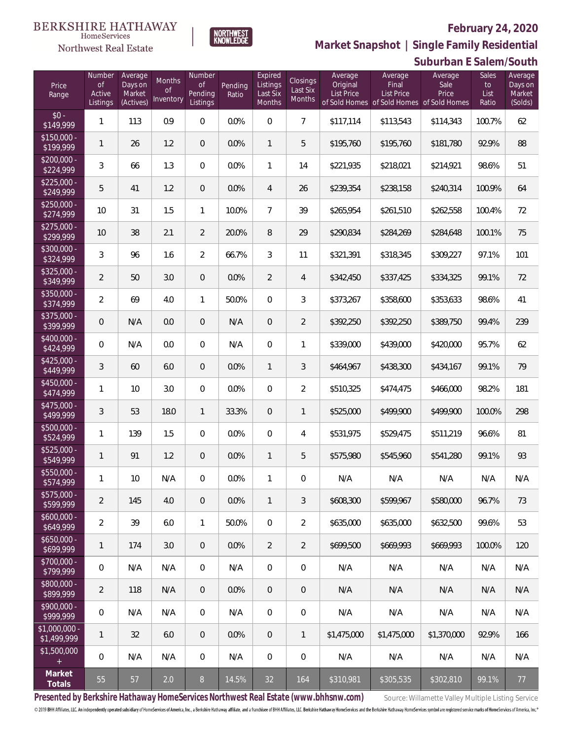BERKSHIRE HATHAWAY HomeServices

Northwest Real Estate

NORTHWEST KNOWLEDGE

## February 24, 2020

## Market Snapshot | Single Family Residential

## Suburban E Salem/South

| Price Range | Number of Active Listings | Average Days on Market (Actives) | Months of Inventory | Number of Pending Listings | Pending Ratio | Expired Listings Last Six Months | Closings Last Six Months | Average Original List Price of Sold Homes | Average Final List Price of Sold Homes | Average Sale Price of Sold Homes | Sales to List Ratio | Average Days on Market (Solds) |
|---|---|---|---|---|---|---|---|---|---|---|---|---|
| $0 - $149,999 | 1 | 113 | 0.9 | 0 | 0.0% | 0 | 7 | $117,114 | $113,543 | $114,343 | 100.7% | 62 |
| $150,000 - $199,999 | 1 | 26 | 1.2 | 0 | 0.0% | 1 | 5 | $195,760 | $195,760 | $181,780 | 92.9% | 88 |
| $200,000 - $224,999 | 3 | 66 | 1.3 | 0 | 0.0% | 1 | 14 | $221,935 | $218,021 | $214,921 | 98.6% | 51 |
| $225,000 - $249,999 | 5 | 41 | 1.2 | 0 | 0.0% | 4 | 26 | $239,354 | $238,158 | $240,314 | 100.9% | 64 |
| $250,000 - $274,999 | 10 | 31 | 1.5 | 1 | 10.0% | 7 | 39 | $265,954 | $261,510 | $262,558 | 100.4% | 72 |
| $275,000 - $299,999 | 10 | 38 | 2.1 | 2 | 20.0% | 8 | 29 | $290,834 | $284,269 | $284,648 | 100.1% | 75 |
| $300,000 - $324,999 | 3 | 96 | 1.6 | 2 | 66.7% | 3 | 11 | $321,391 | $318,345 | $309,227 | 97.1% | 101 |
| $325,000 - $349,999 | 2 | 50 | 3.0 | 0 | 0.0% | 2 | 4 | $342,450 | $337,425 | $334,325 | 99.1% | 72 |
| $350,000 - $374,999 | 2 | 69 | 4.0 | 1 | 50.0% | 0 | 3 | $373,267 | $358,600 | $353,633 | 98.6% | 41 |
| $375,000 - $399,999 | 0 | N/A | 0.0 | 0 | N/A | 0 | 2 | $392,250 | $392,250 | $389,750 | 99.4% | 239 |
| $400,000 - $424,999 | 0 | N/A | 0.0 | 0 | N/A | 0 | 1 | $339,000 | $439,000 | $420,000 | 95.7% | 62 |
| $425,000 - $449,999 | 3 | 60 | 6.0 | 0 | 0.0% | 1 | 3 | $464,967 | $438,300 | $434,167 | 99.1% | 79 |
| $450,000 - $474,999 | 1 | 10 | 3.0 | 0 | 0.0% | 0 | 2 | $510,325 | $474,475 | $466,000 | 98.2% | 181 |
| $475,000 - $499,999 | 3 | 53 | 18.0 | 1 | 33.3% | 0 | 1 | $525,000 | $499,900 | $499,900 | 100.0% | 298 |
| $500,000 - $524,999 | 1 | 139 | 1.5 | 0 | 0.0% | 0 | 4 | $531,975 | $529,475 | $511,219 | 96.6% | 81 |
| $525,000 - $549,999 | 1 | 91 | 1.2 | 0 | 0.0% | 1 | 5 | $575,980 | $545,960 | $541,280 | 99.1% | 93 |
| $550,000 - $574,999 | 1 | 10 | N/A | 0 | 0.0% | 1 | 0 | N/A | N/A | N/A | N/A | N/A |
| $575,000 - $599,999 | 2 | 145 | 4.0 | 0 | 0.0% | 1 | 3 | $608,300 | $599,967 | $580,000 | 96.7% | 73 |
| $600,000 - $649,999 | 2 | 39 | 6.0 | 1 | 50.0% | 0 | 2 | $635,000 | $635,000 | $632,500 | 99.6% | 53 |
| $650,000 - $699,999 | 1 | 174 | 3.0 | 0 | 0.0% | 2 | 2 | $699,500 | $669,993 | $669,993 | 100.0% | 120 |
| $700,000 - $799,999 | 0 | N/A | N/A | 0 | N/A | 0 | 0 | N/A | N/A | N/A | N/A | N/A |
| $800,000 - $899,999 | 2 | 118 | N/A | 0 | 0.0% | 0 | 0 | N/A | N/A | N/A | N/A | N/A |
| $900,000 - $999,999 | 0 | N/A | N/A | 0 | N/A | 0 | 0 | N/A | N/A | N/A | N/A | N/A |
| $1,000,000 - $1,499,999 | 1 | 32 | 6.0 | 0 | 0.0% | 0 | 1 | $1,475,000 | $1,475,000 | $1,370,000 | 92.9% | 166 |
| $1,500,000 + | 0 | N/A | N/A | 0 | N/A | 0 | 0 | N/A | N/A | N/A | N/A | N/A |
| **Market Totals** | 55 | 57 | 2.0 | 8 | 14.5% | 32 | 164 | $310,981 | $305,535 | $302,810 | 99.1% | 77 |

**Presented by Berkshire Hathaway HomeServices Northwest Real Estate (www.bhhsnw.com)**

Source: Willamette Valley Multiple Listing Service

© 2019 BHH Affiliates, LLC. An independently operated subsidiary of HomeServices of America, Inc., a Berkshire Hathaway affiliate, and a franchisee of BHH Affiliates, LLC. Berkshire Hathaway HomeServices and the Berkshire Hathaway HomeServices symbol are registered service marks of HomeServices of America, Inc.®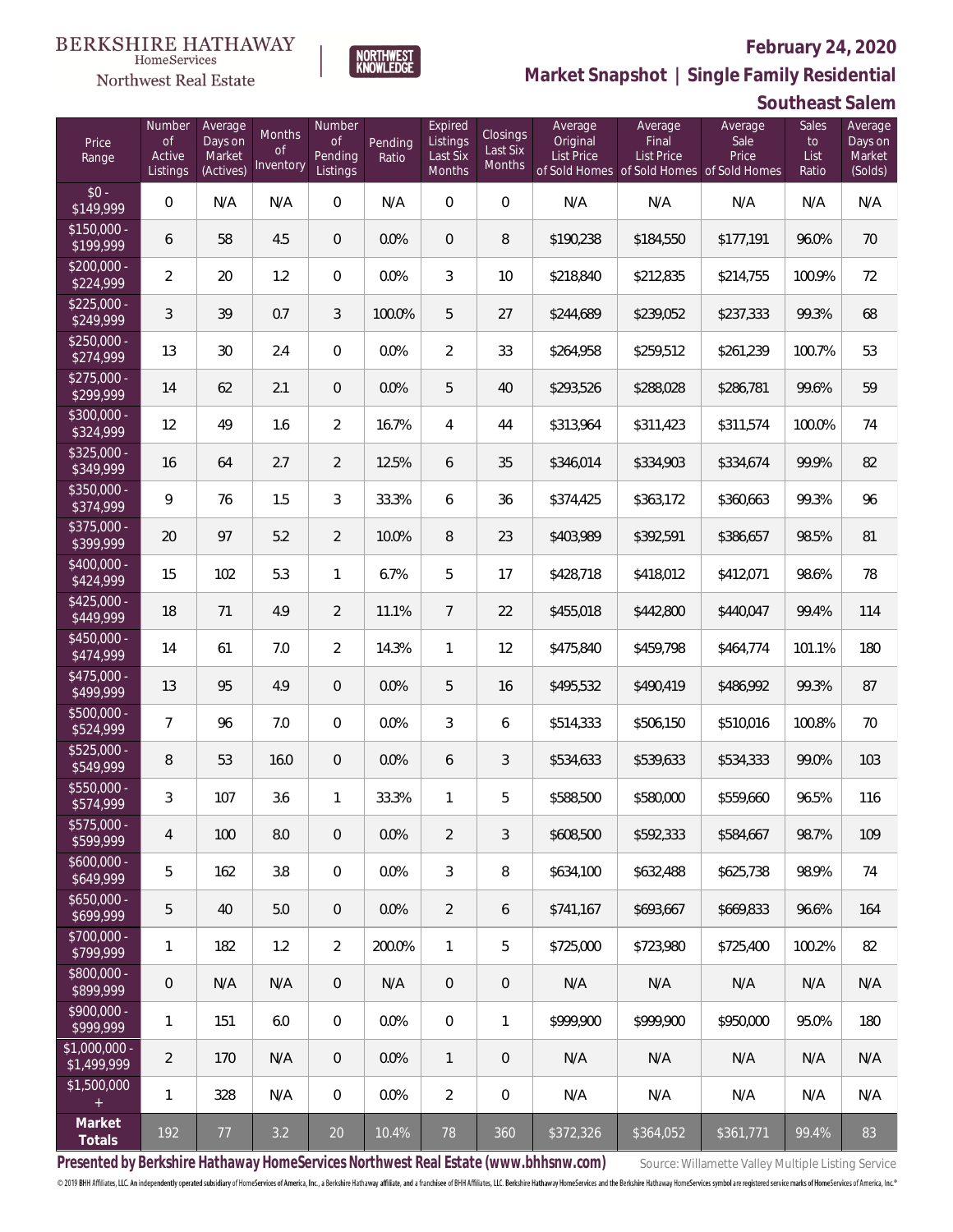BERKSHIRE HATHAWAY HomeServices Northwest Real Estate

NORTHWEST KNOWLEDGE

# February 24, 2020

## Market Snapshot | Single Family Residential

### Southeast Salem

| Price Range | Number of Active Listings | Average Days on Market (Actives) | Months of Inventory | Number of Pending Listings | Pending Ratio | Expired Listings Last Six Months | Closings Last Six Months | Average Original List Price of Sold Homes | Average Final List Price of Sold Homes | Average Sale Price of Sold Homes | Sales to List Ratio | Average Days on Market (Solds) |
|---|---|---|---|---|---|---|---|---|---|---|---|---|
| $0 - $149,999 | 0 | N/A | N/A | 0 | N/A | 0 | 0 | N/A | N/A | N/A | N/A | N/A |
| $150,000 - $199,999 | 6 | 58 | 4.5 | 0 | 0.0% | 0 | 8 | $190,238 | $184,550 | $177,191 | 96.0% | 70 |
| $200,000 - $224,999 | 2 | 20 | 1.2 | 0 | 0.0% | 3 | 10 | $218,840 | $212,835 | $214,755 | 100.9% | 72 |
| $225,000 - $249,999 | 3 | 39 | 0.7 | 3 | 100.0% | 5 | 27 | $244,689 | $239,052 | $237,333 | 99.3% | 68 |
| $250,000 - $274,999 | 13 | 30 | 2.4 | 0 | 0.0% | 2 | 33 | $264,958 | $259,512 | $261,239 | 100.7% | 53 |
| $275,000 - $299,999 | 14 | 62 | 2.1 | 0 | 0.0% | 5 | 40 | $293,526 | $288,028 | $286,781 | 99.6% | 59 |
| $300,000 - $324,999 | 12 | 49 | 1.6 | 2 | 16.7% | 4 | 44 | $313,964 | $311,423 | $311,574 | 100.0% | 74 |
| $325,000 - $349,999 | 16 | 64 | 2.7 | 2 | 12.5% | 6 | 35 | $346,014 | $334,903 | $334,674 | 99.9% | 82 |
| $350,000 - $374,999 | 9 | 76 | 1.5 | 3 | 33.3% | 6 | 36 | $374,425 | $363,172 | $360,663 | 99.3% | 96 |
| $375,000 - $399,999 | 20 | 97 | 5.2 | 2 | 10.0% | 8 | 23 | $403,989 | $392,591 | $386,657 | 98.5% | 81 |
| $400,000 - $424,999 | 15 | 102 | 5.3 | 1 | 6.7% | 5 | 17 | $428,718 | $418,012 | $412,071 | 98.6% | 78 |
| $425,000 - $449,999 | 18 | 71 | 4.9 | 2 | 11.1% | 7 | 22 | $455,018 | $442,800 | $440,047 | 99.4% | 114 |
| $450,000 - $474,999 | 14 | 61 | 7.0 | 2 | 14.3% | 1 | 12 | $475,840 | $459,798 | $464,774 | 101.1% | 180 |
| $475,000 - $499,999 | 13 | 95 | 4.9 | 0 | 0.0% | 5 | 16 | $495,532 | $490,419 | $486,992 | 99.3% | 87 |
| $500,000 - $524,999 | 7 | 96 | 7.0 | 0 | 0.0% | 3 | 6 | $514,333 | $506,150 | $510,016 | 100.8% | 70 |
| $525,000 - $549,999 | 8 | 53 | 16.0 | 0 | 0.0% | 6 | 3 | $534,633 | $539,633 | $534,333 | 99.0% | 103 |
| $550,000 - $574,999 | 3 | 107 | 3.6 | 1 | 33.3% | 1 | 5 | $588,500 | $580,000 | $559,660 | 96.5% | 116 |
| $575,000 - $599,999 | 4 | 100 | 8.0 | 0 | 0.0% | 2 | 3 | $608,500 | $592,333 | $584,667 | 98.7% | 109 |
| $600,000 - $649,999 | 5 | 162 | 3.8 | 0 | 0.0% | 3 | 8 | $634,100 | $632,488 | $625,738 | 98.9% | 74 |
| $650,000 - $699,999 | 5 | 40 | 5.0 | 0 | 0.0% | 2 | 6 | $741,167 | $693,667 | $669,833 | 96.6% | 164 |
| $700,000 - $799,999 | 1 | 182 | 1.2 | 2 | 200.0% | 1 | 5 | $725,000 | $723,980 | $725,400 | 100.2% | 82 |
| $800,000 - $899,999 | 0 | N/A | N/A | 0 | N/A | 0 | 0 | N/A | N/A | N/A | N/A | N/A |
| $900,000 - $999,999 | 1 | 151 | 6.0 | 0 | 0.0% | 0 | 1 | $999,900 | $999,900 | $950,000 | 95.0% | 180 |
| $1,000,000 - $1,499,999 | 2 | 170 | N/A | 0 | 0.0% | 1 | 0 | N/A | N/A | N/A | N/A | N/A |
| $1,500,000 + | 1 | 328 | N/A | 0 | 0.0% | 2 | 0 | N/A | N/A | N/A | N/A | N/A |
| **Market Totals** | 192 | 77 | 3.2 | 20 | 10.4% | 78 | 360 | $372,326 | $364,052 | $361,771 | 99.4% | 83 |

**Presented by Berkshire Hathaway HomeServices Northwest Real Estate (www.bhhsnw.com)** Source: Willamette Valley Multiple Listing Service

© 2019 BHH Affiliates, LLC. An independently operated subsidiary of HomeServices of America, Inc., a Berkshire Hathaway affiliate, and a franchisee of BHH Affiliates, LLC. Berkshire Hathaway HomeServices and the Berkshire Hathaway HomeServices symbol are registered service marks of HomeServices of America, Inc.®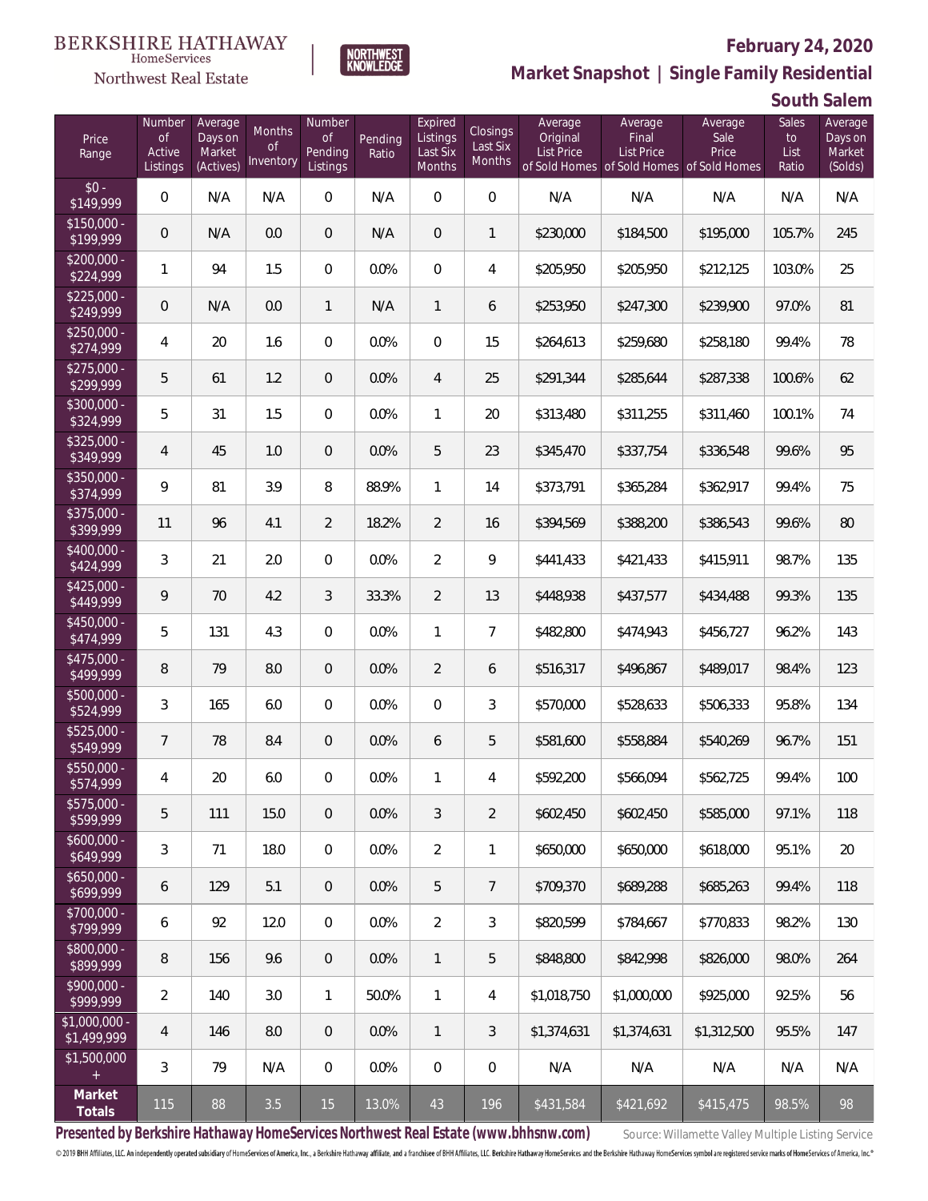BERKSHIRE HATHAWAY HomeServices Northwest Real Estate | NORTHWEST KNOWLEDGE

**February 24, 2020**

## Market Snapshot | Single Family Residential

### South Salem

| Price Range | Number of Active Listings | Average Days on Market (Actives) | Months of Inventory | Number of Pending Listings | Pending Ratio | Expired Listings Last Six Months | Closings Last Six Months | Average Original List Price of Sold Homes | Average Final List Price of Sold Homes | Average Sale Price of Sold Homes | Sales to List Ratio | Average Days on Market (Solds) |
|---|---|---|---|---|---|---|---|---|---|---|---|---|
| $0 - $149,999 | 0 | N/A | N/A | 0 | N/A | 0 | 0 | N/A | N/A | N/A | N/A | N/A |
| $150,000 - $199,999 | 0 | N/A | 0.0 | 0 | N/A | 0 | 1 | $230,000 | $184,500 | $195,000 | 105.7% | 245 |
| $200,000 - $224,999 | 1 | 94 | 1.5 | 0 | 0.0% | 0 | 4 | $205,950 | $205,950 | $212,125 | 103.0% | 25 |
| $225,000 - $249,999 | 0 | N/A | 0.0 | 1 | N/A | 1 | 6 | $253,950 | $247,300 | $239,900 | 97.0% | 81 |
| $250,000 - $274,999 | 4 | 20 | 1.6 | 0 | 0.0% | 0 | 15 | $264,613 | $259,680 | $258,180 | 99.4% | 78 |
| $275,000 - $299,999 | 5 | 61 | 1.2 | 0 | 0.0% | 4 | 25 | $291,344 | $285,644 | $287,338 | 100.6% | 62 |
| $300,000 - $324,999 | 5 | 31 | 1.5 | 0 | 0.0% | 1 | 20 | $313,480 | $311,255 | $311,460 | 100.1% | 74 |
| $325,000 - $349,999 | 4 | 45 | 1.0 | 0 | 0.0% | 5 | 23 | $345,470 | $337,754 | $336,548 | 99.6% | 95 |
| $350,000 - $374,999 | 9 | 81 | 3.9 | 8 | 88.9% | 1 | 14 | $373,791 | $365,284 | $362,917 | 99.4% | 75 |
| $375,000 - $399,999 | 11 | 96 | 4.1 | 2 | 18.2% | 2 | 16 | $394,569 | $388,200 | $386,543 | 99.6% | 80 |
| $400,000 - $424,999 | 3 | 21 | 2.0 | 0 | 0.0% | 2 | 9 | $441,433 | $421,433 | $415,911 | 98.7% | 135 |
| $425,000 - $449,999 | 9 | 70 | 4.2 | 3 | 33.3% | 2 | 13 | $448,938 | $437,577 | $434,488 | 99.3% | 135 |
| $450,000 - $474,999 | 5 | 131 | 4.3 | 0 | 0.0% | 1 | 7 | $482,800 | $474,943 | $456,727 | 96.2% | 143 |
| $475,000 - $499,999 | 8 | 79 | 8.0 | 0 | 0.0% | 2 | 6 | $516,317 | $496,867 | $489,017 | 98.4% | 123 |
| $500,000 - $524,999 | 3 | 165 | 6.0 | 0 | 0.0% | 0 | 3 | $570,000 | $528,633 | $506,333 | 95.8% | 134 |
| $525,000 - $549,999 | 7 | 78 | 8.4 | 0 | 0.0% | 6 | 5 | $581,600 | $558,884 | $540,269 | 96.7% | 151 |
| $550,000 - $574,999 | 4 | 20 | 6.0 | 0 | 0.0% | 1 | 4 | $592,200 | $566,094 | $562,725 | 99.4% | 100 |
| $575,000 - $599,999 | 5 | 111 | 15.0 | 0 | 0.0% | 3 | 2 | $602,450 | $602,450 | $585,000 | 97.1% | 118 |
| $600,000 - $649,999 | 3 | 71 | 18.0 | 0 | 0.0% | 2 | 1 | $650,000 | $650,000 | $618,000 | 95.1% | 20 |
| $650,000 - $699,999 | 6 | 129 | 5.1 | 0 | 0.0% | 5 | 7 | $709,370 | $689,288 | $685,263 | 99.4% | 118 |
| $700,000 - $799,999 | 6 | 92 | 12.0 | 0 | 0.0% | 2 | 3 | $820,599 | $784,667 | $770,833 | 98.2% | 130 |
| $800,000 - $899,999 | 8 | 156 | 9.6 | 0 | 0.0% | 1 | 5 | $848,800 | $842,998 | $826,000 | 98.0% | 264 |
| $900,000 - $999,999 | 2 | 140 | 3.0 | 1 | 50.0% | 1 | 4 | $1,018,750 | $1,000,000 | $925,000 | 92.5% | 56 |
| $1,000,000 - $1,499,999 | 4 | 146 | 8.0 | 0 | 0.0% | 1 | 3 | $1,374,631 | $1,374,631 | $1,312,500 | 95.5% | 147 |
| $1,500,000 + | 3 | 79 | N/A | 0 | 0.0% | 0 | 0 | N/A | N/A | N/A | N/A | N/A |
| **Market Totals** | 115 | 88 | 3.5 | 15 | 13.0% | 43 | 196 | $431,584 | $421,692 | $415,475 | 98.5% | 98 |

**Presented by Berkshire Hathaway HomeServices Northwest Real Estate (www.bhhsnw.com)**

Source: Willamette Valley Multiple Listing Service

© 2019 BHH Affiliates, LLC. An independently operated subsidiary of HomeServices of America, Inc., a Berkshire Hathaway affiliate, and a franchisee of BHH Affiliates, LLC. Berkshire Hathaway HomeServices and the Berkshire Hathaway HomeServices symbol are registered service marks of HomeServices of America, Inc.®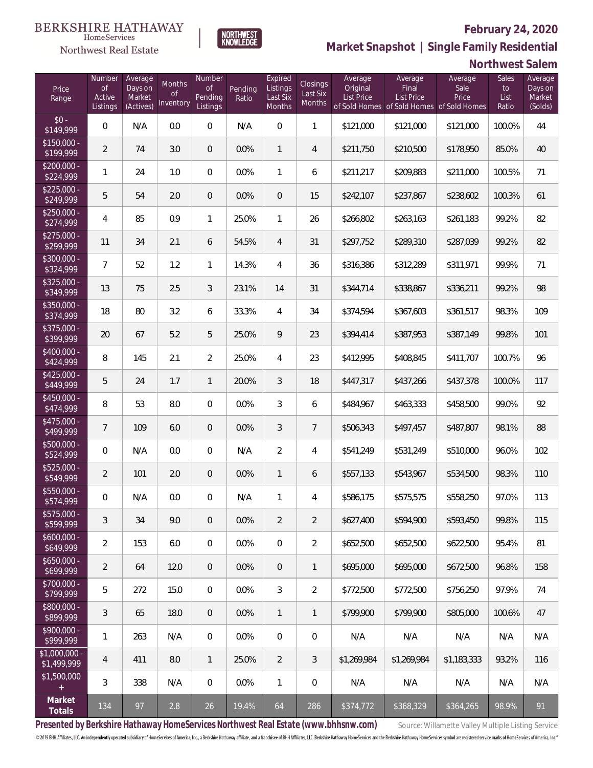BERKSHIRE HATHAWAY HomeServices Northwest Real Estate

NORTHWEST KNOWLEDGE

# February 24, 2020

## Market Snapshot | Single Family Residential

## Northwest Salem

| Price Range | Number of Active Listings | Average Days on Market (Actives) | Months of Inventory | Number of Pending Listings | Pending Ratio | Expired Listings Last Six Months | Closings Last Six Months | Average Original List Price of Sold Homes | Average Final List Price of Sold Homes | Average Sale Price of Sold Homes | Sales to List Ratio | Average Days on Market (Solds) |
|---|---|---|---|---|---|---|---|---|---|---|---|---|
| $0 - $149,999 | 0 | N/A | 0.0 | 0 | N/A | 0 | 1 | $121,000 | $121,000 | $121,000 | 100.0% | 44 |
| $150,000 - $199,999 | 2 | 74 | 3.0 | 0 | 0.0% | 1 | 4 | $211,750 | $210,500 | $178,950 | 85.0% | 40 |
| $200,000 - $224,999 | 1 | 24 | 1.0 | 0 | 0.0% | 1 | 6 | $211,217 | $209,883 | $211,000 | 100.5% | 71 |
| $225,000 - $249,999 | 5 | 54 | 2.0 | 0 | 0.0% | 0 | 15 | $242,107 | $237,867 | $238,602 | 100.3% | 61 |
| $250,000 - $274,999 | 4 | 85 | 0.9 | 1 | 25.0% | 1 | 26 | $266,802 | $263,163 | $261,183 | 99.2% | 82 |
| $275,000 - $299,999 | 11 | 34 | 2.1 | 6 | 54.5% | 4 | 31 | $297,752 | $289,310 | $287,039 | 99.2% | 82 |
| $300,000 - $324,999 | 7 | 52 | 1.2 | 1 | 14.3% | 4 | 36 | $316,386 | $312,289 | $311,971 | 99.9% | 71 |
| $325,000 - $349,999 | 13 | 75 | 2.5 | 3 | 23.1% | 14 | 31 | $344,714 | $338,867 | $336,211 | 99.2% | 98 |
| $350,000 - $374,999 | 18 | 80 | 3.2 | 6 | 33.3% | 4 | 34 | $374,594 | $367,603 | $361,517 | 98.3% | 109 |
| $375,000 - $399,999 | 20 | 67 | 5.2 | 5 | 25.0% | 9 | 23 | $394,414 | $387,953 | $387,149 | 99.8% | 101 |
| $400,000 - $424,999 | 8 | 145 | 2.1 | 2 | 25.0% | 4 | 23 | $412,995 | $408,845 | $411,707 | 100.7% | 96 |
| $425,000 - $449,999 | 5 | 24 | 1.7 | 1 | 20.0% | 3 | 18 | $447,317 | $437,266 | $437,378 | 100.0% | 117 |
| $450,000 - $474,999 | 8 | 53 | 8.0 | 0 | 0.0% | 3 | 6 | $484,967 | $463,333 | $458,500 | 99.0% | 92 |
| $475,000 - $499,999 | 7 | 109 | 6.0 | 0 | 0.0% | 3 | 7 | $506,343 | $497,457 | $487,807 | 98.1% | 88 |
| $500,000 - $524,999 | 0 | N/A | 0.0 | 0 | N/A | 2 | 4 | $541,249 | $531,249 | $510,000 | 96.0% | 102 |
| $525,000 - $549,999 | 2 | 101 | 2.0 | 0 | 0.0% | 1 | 6 | $557,133 | $543,967 | $534,500 | 98.3% | 110 |
| $550,000 - $574,999 | 0 | N/A | 0.0 | 0 | N/A | 1 | 4 | $586,175 | $575,575 | $558,250 | 97.0% | 113 |
| $575,000 - $599,999 | 3 | 34 | 9.0 | 0 | 0.0% | 2 | 2 | $627,400 | $594,900 | $593,450 | 99.8% | 115 |
| $600,000 - $649,999 | 2 | 153 | 6.0 | 0 | 0.0% | 0 | 2 | $652,500 | $652,500 | $622,500 | 95.4% | 81 |
| $650,000 - $699,999 | 2 | 64 | 12.0 | 0 | 0.0% | 0 | 1 | $695,000 | $695,000 | $672,500 | 96.8% | 158 |
| $700,000 - $799,999 | 5 | 272 | 15.0 | 0 | 0.0% | 3 | 2 | $772,500 | $772,500 | $756,250 | 97.9% | 74 |
| $800,000 - $899,999 | 3 | 65 | 18.0 | 0 | 0.0% | 1 | 1 | $799,900 | $799,900 | $805,000 | 100.6% | 47 |
| $900,000 - $999,999 | 1 | 263 | N/A | 0 | 0.0% | 0 | 0 | N/A | N/A | N/A | N/A | N/A |
| $1,000,000 - $1,499,999 | 4 | 411 | 8.0 | 1 | 25.0% | 2 | 3 | $1,269,984 | $1,269,984 | $1,183,333 | 93.2% | 116 |
| $1,500,000 + | 3 | 338 | N/A | 0 | 0.0% | 1 | 0 | N/A | N/A | N/A | N/A | N/A |
| **Market Totals** | 134 | 97 | 2.8 | 26 | 19.4% | 64 | 286 | $374,772 | $368,329 | $364,265 | 98.9% | 91 |

**Presented by Berkshire Hathaway HomeServices Northwest Real Estate (www.bhhsnw.com)**

Source: Willamette Valley Multiple Listing Service

© 2019 BHH Affiliates, LLC. An independently operated subsidiary of HomeServices of America, Inc., a Berkshire Hathaway affiliate, and a franchisee of BHH Affiliates, LLC. Berkshire Hathaway HomeServices and the Berkshire Hathaway HomeServices symbol are registered service marks of HomeServices of America, Inc.®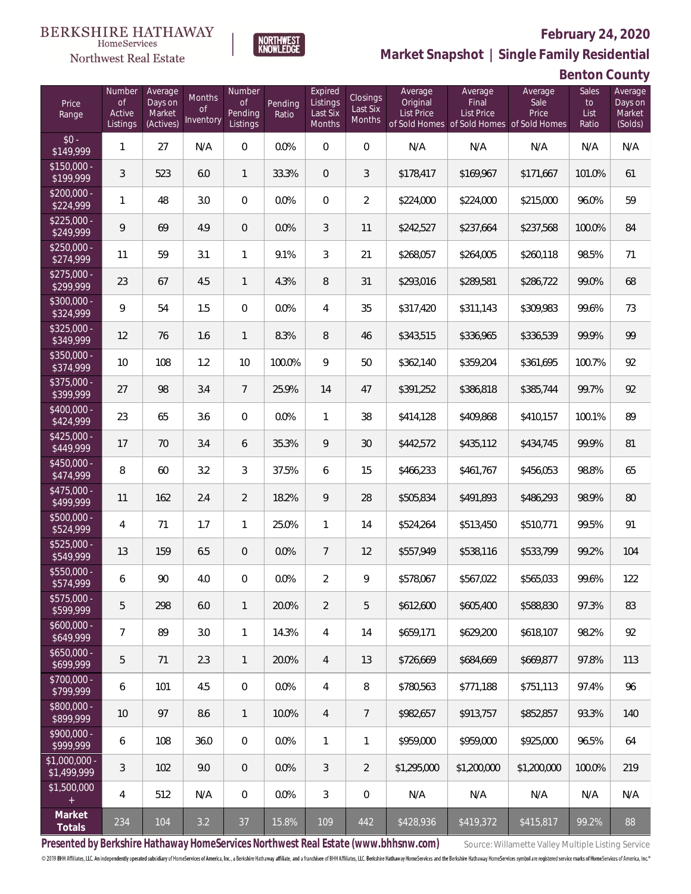BERKSHIRE HATHAWAY HomeServices Northwest Real Estate

NORTHWEST KNOWLEDGE

# February 24, 2020

## Market Snapshot | Single Family Residential

## Benton County

| Price Range | Number of Active Listings | Average Days on Market (Actives) | Months of Inventory | Number of Pending Listings | Pending Ratio | Expired Listings Last Six Months | Closings Last Six Months | Average Original List Price of Sold Homes | Average Final List Price of Sold Homes | Average Sale Price of Sold Homes | Sales to List Ratio | Average Days on Market (Solds) |
|---|---|---|---|---|---|---|---|---|---|---|---|---|
| $0 - $149,999 | 1 | 27 | N/A | 0 | 0.0% | 0 | 0 | N/A | N/A | N/A | N/A | N/A |
| $150,000 - $199,999 | 3 | 523 | 6.0 | 1 | 33.3% | 0 | 3 | $178,417 | $169,967 | $171,667 | 101.0% | 61 |
| $200,000 - $224,999 | 1 | 48 | 3.0 | 0 | 0.0% | 0 | 2 | $224,000 | $224,000 | $215,000 | 96.0% | 59 |
| $225,000 - $249,999 | 9 | 69 | 4.9 | 0 | 0.0% | 3 | 11 | $242,527 | $237,664 | $237,568 | 100.0% | 84 |
| $250,000 - $274,999 | 11 | 59 | 3.1 | 1 | 9.1% | 3 | 21 | $268,057 | $264,005 | $260,118 | 98.5% | 71 |
| $275,000 - $299,999 | 23 | 67 | 4.5 | 1 | 4.3% | 8 | 31 | $293,016 | $289,581 | $286,722 | 99.0% | 68 |
| $300,000 - $324,999 | 9 | 54 | 1.5 | 0 | 0.0% | 4 | 35 | $317,420 | $311,143 | $309,983 | 99.6% | 73 |
| $325,000 - $349,999 | 12 | 76 | 1.6 | 1 | 8.3% | 8 | 46 | $343,515 | $336,965 | $336,539 | 99.9% | 99 |
| $350,000 - $374,999 | 10 | 108 | 1.2 | 10 | 100.0% | 9 | 50 | $362,140 | $359,204 | $361,695 | 100.7% | 92 |
| $375,000 - $399,999 | 27 | 98 | 3.4 | 7 | 25.9% | 14 | 47 | $391,252 | $386,818 | $385,744 | 99.7% | 92 |
| $400,000 - $424,999 | 23 | 65 | 3.6 | 0 | 0.0% | 1 | 38 | $414,128 | $409,868 | $410,157 | 100.1% | 89 |
| $425,000 - $449,999 | 17 | 70 | 3.4 | 6 | 35.3% | 9 | 30 | $442,572 | $435,112 | $434,745 | 99.9% | 81 |
| $450,000 - $474,999 | 8 | 60 | 3.2 | 3 | 37.5% | 6 | 15 | $466,233 | $461,767 | $456,053 | 98.8% | 65 |
| $475,000 - $499,999 | 11 | 162 | 2.4 | 2 | 18.2% | 9 | 28 | $505,834 | $491,893 | $486,293 | 98.9% | 80 |
| $500,000 - $524,999 | 4 | 71 | 1.7 | 1 | 25.0% | 1 | 14 | $524,264 | $513,450 | $510,771 | 99.5% | 91 |
| $525,000 - $549,999 | 13 | 159 | 6.5 | 0 | 0.0% | 7 | 12 | $557,949 | $538,116 | $533,799 | 99.2% | 104 |
| $550,000 - $574,999 | 6 | 90 | 4.0 | 0 | 0.0% | 2 | 9 | $578,067 | $567,022 | $565,033 | 99.6% | 122 |
| $575,000 - $599,999 | 5 | 298 | 6.0 | 1 | 20.0% | 2 | 5 | $612,600 | $605,400 | $588,830 | 97.3% | 83 |
| $600,000 - $649,999 | 7 | 89 | 3.0 | 1 | 14.3% | 4 | 14 | $659,171 | $629,200 | $618,107 | 98.2% | 92 |
| $650,000 - $699,999 | 5 | 71 | 2.3 | 1 | 20.0% | 4 | 13 | $726,669 | $684,669 | $669,877 | 97.8% | 113 |
| $700,000 - $799,999 | 6 | 101 | 4.5 | 0 | 0.0% | 4 | 8 | $780,563 | $771,188 | $751,113 | 97.4% | 96 |
| $800,000 - $899,999 | 10 | 97 | 8.6 | 1 | 10.0% | 4 | 7 | $982,657 | $913,757 | $852,857 | 93.3% | 140 |
| $900,000 - $999,999 | 6 | 108 | 36.0 | 0 | 0.0% | 1 | 1 | $959,000 | $959,000 | $925,000 | 96.5% | 64 |
| $1,000,000 - $1,499,999 | 3 | 102 | 9.0 | 0 | 0.0% | 3 | 2 | $1,295,000 | $1,200,000 | $1,200,000 | 100.0% | 219 |
| $1,500,000 + | 4 | 512 | N/A | 0 | 0.0% | 3 | 0 | N/A | N/A | N/A | N/A | N/A |
| **Market Totals** | 234 | 104 | 3.2 | 37 | 15.8% | 109 | 442 | $428,936 | $419,372 | $415,817 | 99.2% | 88 |

**Presented by Berkshire Hathaway HomeServices Northwest Real Estate (www.bhhsnw.com)** Source: Willamette Valley Multiple Listing Service

© 2019 BHH Affiliates, LLC. An independently operated subsidiary of HomeServices of America, Inc., a Berkshire Hathaway affiliate, and a franchisee of BHH Affiliates, LLC. Berkshire Hathaway HomeServices and the Berkshire Hathaway HomeServices symbol are registered service marks of HomeServices of America, Inc.®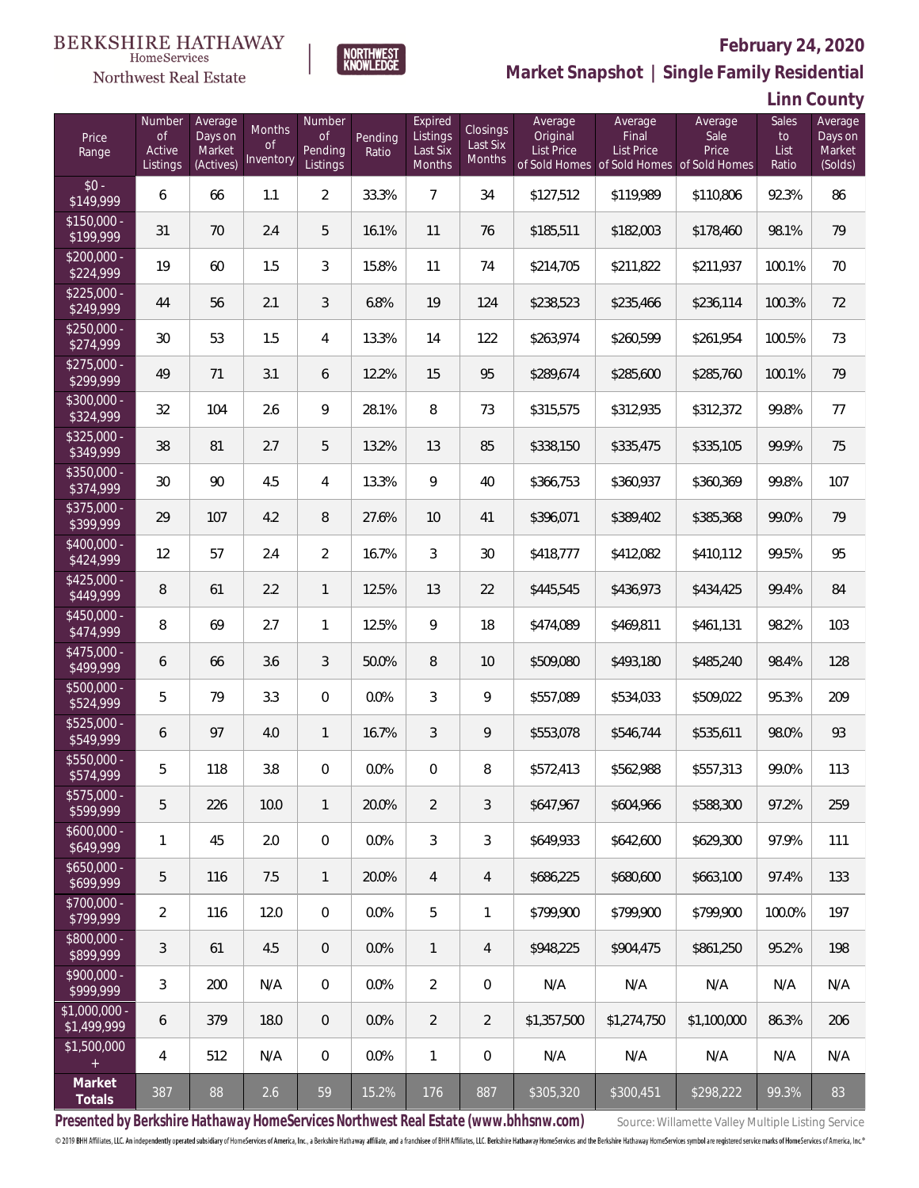BERKSHIRE HATHAWAY HomeServices Northwest Real Estate

NORTHWEST KNOWLEDGE

# February 24, 2020

## Market Snapshot | Single Family Residential

## Linn County

| Price Range | Number of Active Listings | Average Days on Market (Actives) | Months of Inventory | Number of Pending Listings | Pending Ratio | Expired Listings Last Six Months | Closings Last Six Months | Average Original List Price of Sold Homes | Average Final List Price of Sold Homes | Average Sale Price of Sold Homes | Sales to List Ratio | Average Days on Market (Solds) |
|---|---|---|---|---|---|---|---|---|---|---|---|---|
| $0 - $149,999 | 6 | 66 | 1.1 | 2 | 33.3% | 7 | 34 | $127,512 | $119,989 | $110,806 | 92.3% | 86 |
| $150,000 - $199,999 | 31 | 70 | 2.4 | 5 | 16.1% | 11 | 76 | $185,511 | $182,003 | $178,460 | 98.1% | 79 |
| $200,000 - $224,999 | 19 | 60 | 1.5 | 3 | 15.8% | 11 | 74 | $214,705 | $211,822 | $211,937 | 100.1% | 70 |
| $225,000 - $249,999 | 44 | 56 | 2.1 | 3 | 6.8% | 19 | 124 | $238,523 | $235,466 | $236,114 | 100.3% | 72 |
| $250,000 - $274,999 | 30 | 53 | 1.5 | 4 | 13.3% | 14 | 122 | $263,974 | $260,599 | $261,954 | 100.5% | 73 |
| $275,000 - $299,999 | 49 | 71 | 3.1 | 6 | 12.2% | 15 | 95 | $289,674 | $285,600 | $285,760 | 100.1% | 79 |
| $300,000 - $324,999 | 32 | 104 | 2.6 | 9 | 28.1% | 8 | 73 | $315,575 | $312,935 | $312,372 | 99.8% | 77 |
| $325,000 - $349,999 | 38 | 81 | 2.7 | 5 | 13.2% | 13 | 85 | $338,150 | $335,475 | $335,105 | 99.9% | 75 |
| $350,000 - $374,999 | 30 | 90 | 4.5 | 4 | 13.3% | 9 | 40 | $366,753 | $360,937 | $360,369 | 99.8% | 107 |
| $375,000 - $399,999 | 29 | 107 | 4.2 | 8 | 27.6% | 10 | 41 | $396,071 | $389,402 | $385,368 | 99.0% | 79 |
| $400,000 - $424,999 | 12 | 57 | 2.4 | 2 | 16.7% | 3 | 30 | $418,777 | $412,082 | $410,112 | 99.5% | 95 |
| $425,000 - $449,999 | 8 | 61 | 2.2 | 1 | 12.5% | 13 | 22 | $445,545 | $436,973 | $434,425 | 99.4% | 84 |
| $450,000 - $474,999 | 8 | 69 | 2.7 | 1 | 12.5% | 9 | 18 | $474,089 | $469,811 | $461,131 | 98.2% | 103 |
| $475,000 - $499,999 | 6 | 66 | 3.6 | 3 | 50.0% | 8 | 10 | $509,080 | $493,180 | $485,240 | 98.4% | 128 |
| $500,000 - $524,999 | 5 | 79 | 3.3 | 0 | 0.0% | 3 | 9 | $557,089 | $534,033 | $509,022 | 95.3% | 209 |
| $525,000 - $549,999 | 6 | 97 | 4.0 | 1 | 16.7% | 3 | 9 | $553,078 | $546,744 | $535,611 | 98.0% | 93 |
| $550,000 - $574,999 | 5 | 118 | 3.8 | 0 | 0.0% | 0 | 8 | $572,413 | $562,988 | $557,313 | 99.0% | 113 |
| $575,000 - $599,999 | 5 | 226 | 10.0 | 1 | 20.0% | 2 | 3 | $647,967 | $604,966 | $588,300 | 97.2% | 259 |
| $600,000 - $649,999 | 1 | 45 | 2.0 | 0 | 0.0% | 3 | 3 | $649,933 | $642,600 | $629,300 | 97.9% | 111 |
| $650,000 - $699,999 | 5 | 116 | 7.5 | 1 | 20.0% | 4 | 4 | $686,225 | $680,600 | $663,100 | 97.4% | 133 |
| $700,000 - $799,999 | 2 | 116 | 12.0 | 0 | 0.0% | 5 | 1 | $799,900 | $799,900 | $799,900 | 100.0% | 197 |
| $800,000 - $899,999 | 3 | 61 | 4.5 | 0 | 0.0% | 1 | 4 | $948,225 | $904,475 | $861,250 | 95.2% | 198 |
| $900,000 - $999,999 | 3 | 200 | N/A | 0 | 0.0% | 2 | 0 | N/A | N/A | N/A | N/A | N/A |
| $1,000,000 - $1,499,999 | 6 | 379 | 18.0 | 0 | 0.0% | 2 | 2 | $1,357,500 | $1,274,750 | $1,100,000 | 86.3% | 206 |
| $1,500,000 + | 4 | 512 | N/A | 0 | 0.0% | 1 | 0 | N/A | N/A | N/A | N/A | N/A |
| **Market Totals** | 387 | 88 | 2.6 | 59 | 15.2% | 176 | 887 | $305,320 | $300,451 | $298,222 | 99.3% | 83 |

**Presented by Berkshire Hathaway HomeServices Northwest Real Estate (www.bhhsnw.com)**

Source: Willamette Valley Multiple Listing Service

© 2019 BHH Affiliates, LLC. An independently operated subsidiary of HomeServices of America, Inc., a Berkshire Hathaway affiliate, and a franchisee of BHH Affiliates, LLC. Berkshire Hathaway HomeServices and the Berkshire Hathaway HomeServices symbol are registered service marks of HomeServices of America, Inc.®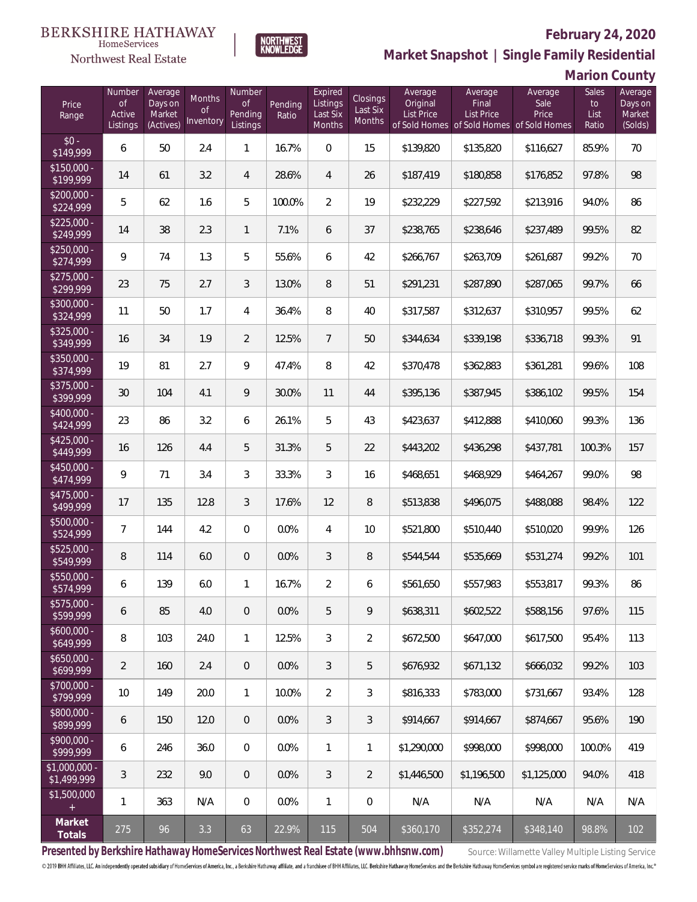BERKSHIRE HATHAWAY HomeServices Northwest Real Estate | NORTHWEST KNOWLEDGE

# February 24, 2020

## Market Snapshot | Single Family Residential

## Marion County

| Price Range | Number of Active Listings | Average Days on Market (Actives) | Months of Inventory | Number of Pending Listings | Pending Ratio | Expired Listings Last Six Months | Closings Last Six Months | Average Original List Price of Sold Homes | Average Final List Price of Sold Homes | Average Sale Price of Sold Homes | Sales to List Ratio | Average Days on Market (Solds) |
|---|---|---|---|---|---|---|---|---|---|---|---|---|
| $0 - $149,999 | 6 | 50 | 2.4 | 1 | 16.7% | 0 | 15 | $139,820 | $135,820 | $116,627 | 85.9% | 70 |
| $150,000 - $199,999 | 14 | 61 | 3.2 | 4 | 28.6% | 4 | 26 | $187,419 | $180,858 | $176,852 | 97.8% | 98 |
| $200,000 - $224,999 | 5 | 62 | 1.6 | 5 | 100.0% | 2 | 19 | $232,229 | $227,592 | $213,916 | 94.0% | 86 |
| $225,000 - $249,999 | 14 | 38 | 2.3 | 1 | 7.1% | 6 | 37 | $238,765 | $238,646 | $237,489 | 99.5% | 82 |
| $250,000 - $274,999 | 9 | 74 | 1.3 | 5 | 55.6% | 6 | 42 | $266,767 | $263,709 | $261,687 | 99.2% | 70 |
| $275,000 - $299,999 | 23 | 75 | 2.7 | 3 | 13.0% | 8 | 51 | $291,231 | $287,890 | $287,065 | 99.7% | 66 |
| $300,000 - $324,999 | 11 | 50 | 1.7 | 4 | 36.4% | 8 | 40 | $317,587 | $312,637 | $310,957 | 99.5% | 62 |
| $325,000 - $349,999 | 16 | 34 | 1.9 | 2 | 12.5% | 7 | 50 | $344,634 | $339,198 | $336,718 | 99.3% | 91 |
| $350,000 - $374,999 | 19 | 81 | 2.7 | 9 | 47.4% | 8 | 42 | $370,478 | $362,883 | $361,281 | 99.6% | 108 |
| $375,000 - $399,999 | 30 | 104 | 4.1 | 9 | 30.0% | 11 | 44 | $395,136 | $387,945 | $386,102 | 99.5% | 154 |
| $400,000 - $424,999 | 23 | 86 | 3.2 | 6 | 26.1% | 5 | 43 | $423,637 | $412,888 | $410,060 | 99.3% | 136 |
| $425,000 - $449,999 | 16 | 126 | 4.4 | 5 | 31.3% | 5 | 22 | $443,202 | $436,298 | $437,781 | 100.3% | 157 |
| $450,000 - $474,999 | 9 | 71 | 3.4 | 3 | 33.3% | 3 | 16 | $468,651 | $468,929 | $464,267 | 99.0% | 98 |
| $475,000 - $499,999 | 17 | 135 | 12.8 | 3 | 17.6% | 12 | 8 | $513,838 | $496,075 | $488,088 | 98.4% | 122 |
| $500,000 - $524,999 | 7 | 144 | 4.2 | 0 | 0.0% | 4 | 10 | $521,800 | $510,440 | $510,020 | 99.9% | 126 |
| $525,000 - $549,999 | 8 | 114 | 6.0 | 0 | 0.0% | 3 | 8 | $544,544 | $535,669 | $531,274 | 99.2% | 101 |
| $550,000 - $574,999 | 6 | 139 | 6.0 | 1 | 16.7% | 2 | 6 | $561,650 | $557,983 | $553,817 | 99.3% | 86 |
| $575,000 - $599,999 | 6 | 85 | 4.0 | 0 | 0.0% | 5 | 9 | $638,311 | $602,522 | $588,156 | 97.6% | 115 |
| $600,000 - $649,999 | 8 | 103 | 24.0 | 1 | 12.5% | 3 | 2 | $672,500 | $647,000 | $617,500 | 95.4% | 113 |
| $650,000 - $699,999 | 2 | 160 | 2.4 | 0 | 0.0% | 3 | 5 | $676,932 | $671,132 | $666,032 | 99.2% | 103 |
| $700,000 - $799,999 | 10 | 149 | 20.0 | 1 | 10.0% | 2 | 3 | $816,333 | $783,000 | $731,667 | 93.4% | 128 |
| $800,000 - $899,999 | 6 | 150 | 12.0 | 0 | 0.0% | 3 | 3 | $914,667 | $914,667 | $874,667 | 95.6% | 190 |
| $900,000 - $999,999 | 6 | 246 | 36.0 | 0 | 0.0% | 1 | 1 | $1,290,000 | $998,000 | $998,000 | 100.0% | 419 |
| $1,000,000 - $1,499,999 | 3 | 232 | 9.0 | 0 | 0.0% | 3 | 2 | $1,446,500 | $1,196,500 | $1,125,000 | 94.0% | 418 |
| $1,500,000 + | 1 | 363 | N/A | 0 | 0.0% | 1 | 0 | N/A | N/A | N/A | N/A | N/A |
| **Market Totals** | 275 | 96 | 3.3 | 63 | 22.9% | 115 | 504 | $360,170 | $352,274 | $348,140 | 98.8% | 102 |

**Presented by Berkshire Hathaway HomeServices Northwest Real Estate (www.bhhsnw.com)** Source: Willamette Valley Multiple Listing Service

© 2019 BHH Affiliates, LLC. An independently operated subsidiary of HomeServices of America, Inc., a Berkshire Hathaway affiliate, and a franchisee of BHH Affiliates, LLC. Berkshire Hathaway HomeServices and the Berkshire Hathaway HomeServices symbol are registered service marks of HomeServices of America, Inc.®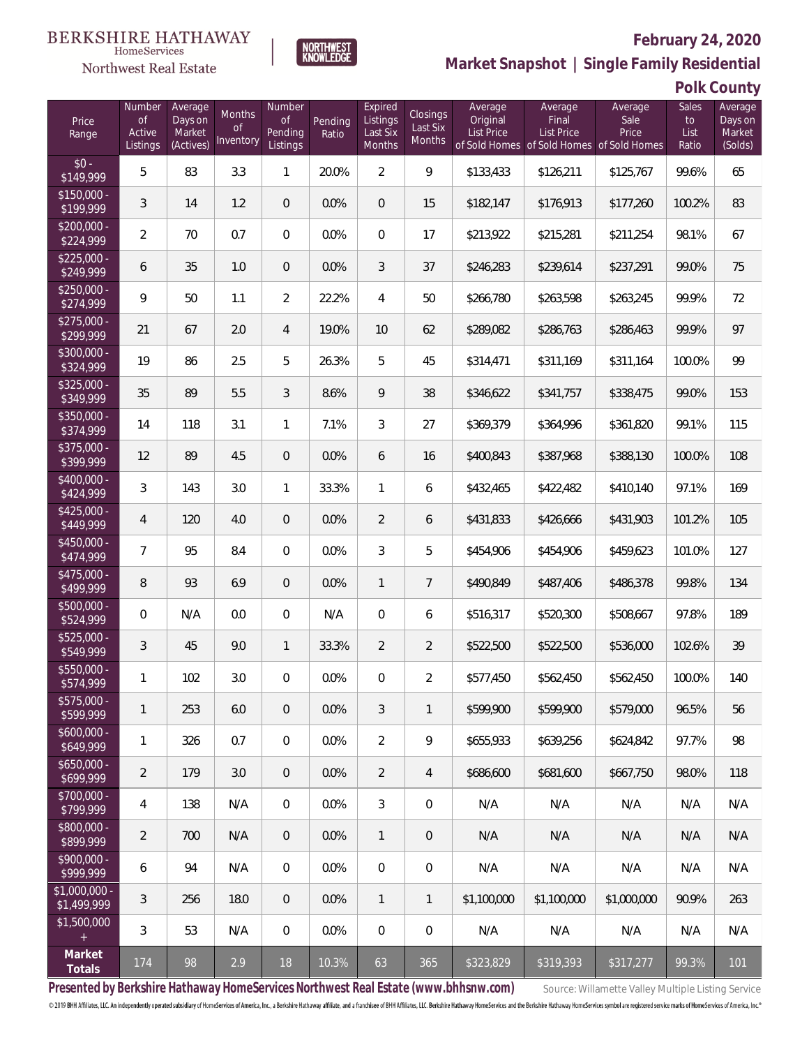BERKSHIRE HATHAWAY HomeServices Northwest Real Estate

NORTHWEST KNOWLEDGE

**February 24, 2020**

**Market Snapshot | Single Family Residential**

**Polk County**

| Price Range | Number of Active Listings | Average Days on Market (Actives) | Months of Inventory | Number of Pending Listings | Pending Ratio | Expired Listings Last Six Months | Closings Last Six Months | Average Original List Price of Sold Homes | Average Final List Price of Sold Homes | Average Sale Price of Sold Homes | Sales to List Ratio | Average Days on Market (Solds) |
|---|---|---|---|---|---|---|---|---|---|---|---|---|
| $0 - $149,999 | 5 | 83 | 3.3 | 1 | 20.0% | 2 | 9 | $133,433 | $126,211 | $125,767 | 99.6% | 65 |
| $150,000 - $199,999 | 3 | 14 | 1.2 | 0 | 0.0% | 0 | 15 | $182,147 | $176,913 | $177,260 | 100.2% | 83 |
| $200,000 - $224,999 | 2 | 70 | 0.7 | 0 | 0.0% | 0 | 17 | $213,922 | $215,281 | $211,254 | 98.1% | 67 |
| $225,000 - $249,999 | 6 | 35 | 1.0 | 0 | 0.0% | 3 | 37 | $246,283 | $239,614 | $237,291 | 99.0% | 75 |
| $250,000 - $274,999 | 9 | 50 | 1.1 | 2 | 22.2% | 4 | 50 | $266,780 | $263,598 | $263,245 | 99.9% | 72 |
| $275,000 - $299,999 | 21 | 67 | 2.0 | 4 | 19.0% | 10 | 62 | $289,082 | $286,763 | $286,463 | 99.9% | 97 |
| $300,000 - $324,999 | 19 | 86 | 2.5 | 5 | 26.3% | 5 | 45 | $314,471 | $311,169 | $311,164 | 100.0% | 99 |
| $325,000 - $349,999 | 35 | 89 | 5.5 | 3 | 8.6% | 9 | 38 | $346,622 | $341,757 | $338,475 | 99.0% | 153 |
| $350,000 - $374,999 | 14 | 118 | 3.1 | 1 | 7.1% | 3 | 27 | $369,379 | $364,996 | $361,820 | 99.1% | 115 |
| $375,000 - $399,999 | 12 | 89 | 4.5 | 0 | 0.0% | 6 | 16 | $400,843 | $387,968 | $388,130 | 100.0% | 108 |
| $400,000 - $424,999 | 3 | 143 | 3.0 | 1 | 33.3% | 1 | 6 | $432,465 | $422,482 | $410,140 | 97.1% | 169 |
| $425,000 - $449,999 | 4 | 120 | 4.0 | 0 | 0.0% | 2 | 6 | $431,833 | $426,666 | $431,903 | 101.2% | 105 |
| $450,000 - $474,999 | 7 | 95 | 8.4 | 0 | 0.0% | 3 | 5 | $454,906 | $454,906 | $459,623 | 101.0% | 127 |
| $475,000 - $499,999 | 8 | 93 | 6.9 | 0 | 0.0% | 1 | 7 | $490,849 | $487,406 | $486,378 | 99.8% | 134 |
| $500,000 - $524,999 | 0 | N/A | 0.0 | 0 | N/A | 0 | 6 | $516,317 | $520,300 | $508,667 | 97.8% | 189 |
| $525,000 - $549,999 | 3 | 45 | 9.0 | 1 | 33.3% | 2 | 2 | $522,500 | $522,500 | $536,000 | 102.6% | 39 |
| $550,000 - $574,999 | 1 | 102 | 3.0 | 0 | 0.0% | 0 | 2 | $577,450 | $562,450 | $562,450 | 100.0% | 140 |
| $575,000 - $599,999 | 1 | 253 | 6.0 | 0 | 0.0% | 3 | 1 | $599,900 | $599,900 | $579,000 | 96.5% | 56 |
| $600,000 - $649,999 | 1 | 326 | 0.7 | 0 | 0.0% | 2 | 9 | $655,933 | $639,256 | $624,842 | 97.7% | 98 |
| $650,000 - $699,999 | 2 | 179 | 3.0 | 0 | 0.0% | 2 | 4 | $686,600 | $681,600 | $667,750 | 98.0% | 118 |
| $700,000 - $799,999 | 4 | 138 | N/A | 0 | 0.0% | 3 | 0 | N/A | N/A | N/A | N/A | N/A |
| $800,000 - $899,999 | 2 | 700 | N/A | 0 | 0.0% | 1 | 0 | N/A | N/A | N/A | N/A | N/A |
| $900,000 - $999,999 | 6 | 94 | N/A | 0 | 0.0% | 0 | 0 | N/A | N/A | N/A | N/A | N/A |
| $1,000,000 - $1,499,999 | 3 | 256 | 18.0 | 0 | 0.0% | 1 | 1 | $1,100,000 | $1,100,000 | $1,000,000 | 90.9% | 263 |
| $1,500,000 + | 3 | 53 | N/A | 0 | 0.0% | 0 | 0 | N/A | N/A | N/A | N/A | N/A |
| **Market Totals** | 174 | 98 | 2.9 | 18 | 10.3% | 63 | 365 | $323,829 | $319,393 | $317,277 | 99.3% | 101 |

**Presented by Berkshire Hathaway HomeServices Northwest Real Estate (www.bhhsnw.com)** Source: Willamette Valley Multiple Listing Service

© 2019 BHH Affiliates, LLC. An independently operated subsidiary of HomeServices of America, Inc., a Berkshire Hathaway affiliate, and a franchisee of BHH Affiliates, LLC. Berkshire Hathaway HomeServices and the Berkshire Hathaway HomeServices symbol are registered service marks of HomeServices of America, Inc.®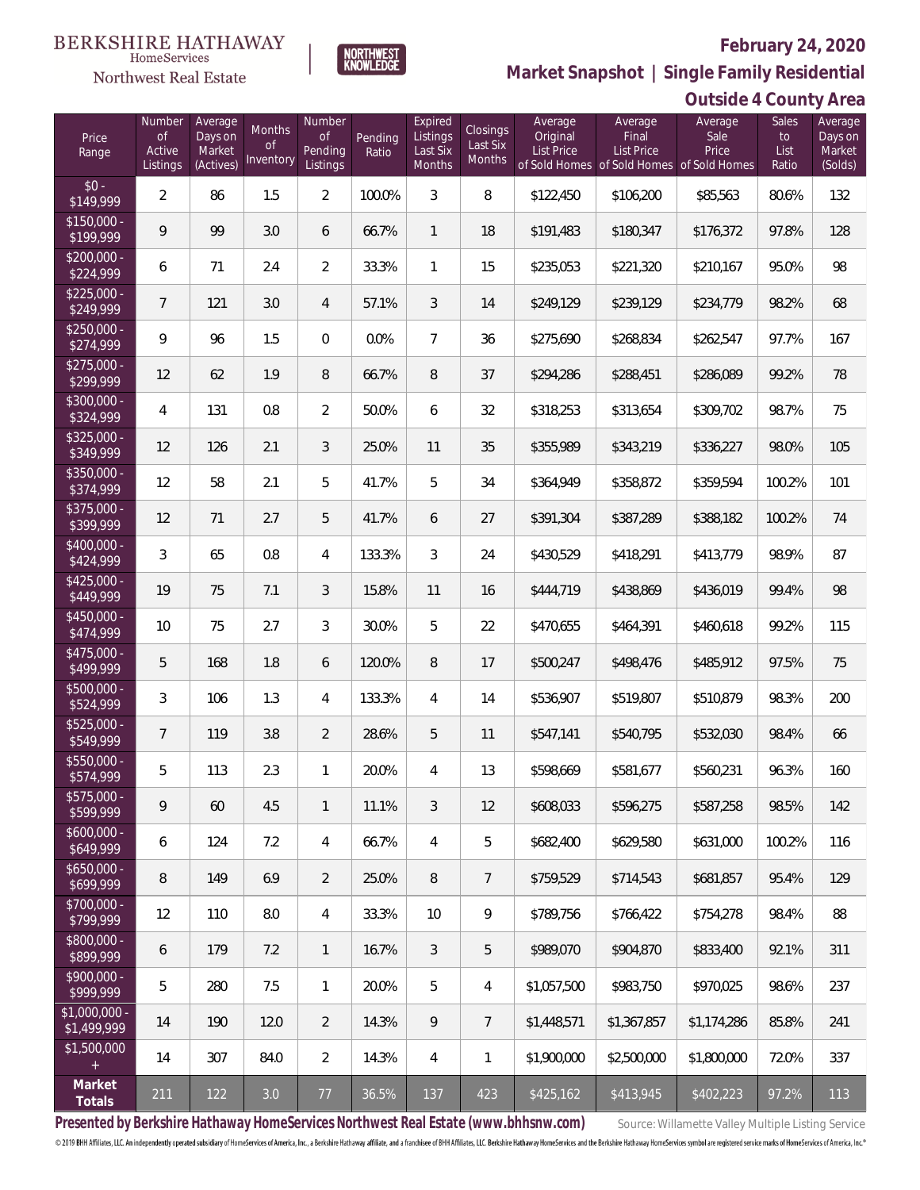BERKSHIRE HATHAWAY HomeServices Northwest Real Estate

NORTHWEST KNOWLEDGE

**February 24, 2020**

**Market Snapshot | Single Family Residential**

**Outside 4 County Area**

| Price Range | Number of Active Listings | Average Days on Market (Actives) | Months of Inventory | Number of Pending Listings | Pending Ratio | Expired Listings Last Six Months | Closings Last Six Months | Average Original List Price of Sold Homes | Average Final List Price of Sold Homes | Average Sale Price of Sold Homes | Sales to List Ratio | Average Days on Market (Solds) |
|---|---|---|---|---|---|---|---|---|---|---|---|---|
| $0 - $149,999 | 2 | 86 | 1.5 | 2 | 100.0% | 3 | 8 | $122,450 | $106,200 | $85,563 | 80.6% | 132 |
| $150,000 - $199,999 | 9 | 99 | 3.0 | 6 | 66.7% | 1 | 18 | $191,483 | $180,347 | $176,372 | 97.8% | 128 |
| $200,000 - $224,999 | 6 | 71 | 2.4 | 2 | 33.3% | 1 | 15 | $235,053 | $221,320 | $210,167 | 95.0% | 98 |
| $225,000 - $249,999 | 7 | 121 | 3.0 | 4 | 57.1% | 3 | 14 | $249,129 | $239,129 | $234,779 | 98.2% | 68 |
| $250,000 - $274,999 | 9 | 96 | 1.5 | 0 | 0.0% | 7 | 36 | $275,690 | $268,834 | $262,547 | 97.7% | 167 |
| $275,000 - $299,999 | 12 | 62 | 1.9 | 8 | 66.7% | 8 | 37 | $294,286 | $288,451 | $286,089 | 99.2% | 78 |
| $300,000 - $324,999 | 4 | 131 | 0.8 | 2 | 50.0% | 6 | 32 | $318,253 | $313,654 | $309,702 | 98.7% | 75 |
| $325,000 - $349,999 | 12 | 126 | 2.1 | 3 | 25.0% | 11 | 35 | $355,989 | $343,219 | $336,227 | 98.0% | 105 |
| $350,000 - $374,999 | 12 | 58 | 2.1 | 5 | 41.7% | 5 | 34 | $364,949 | $358,872 | $359,594 | 100.2% | 101 |
| $375,000 - $399,999 | 12 | 71 | 2.7 | 5 | 41.7% | 6 | 27 | $391,304 | $387,289 | $388,182 | 100.2% | 74 |
| $400,000 - $424,999 | 3 | 65 | 0.8 | 4 | 133.3% | 3 | 24 | $430,529 | $418,291 | $413,779 | 98.9% | 87 |
| $425,000 - $449,999 | 19 | 75 | 7.1 | 3 | 15.8% | 11 | 16 | $444,719 | $438,869 | $436,019 | 99.4% | 98 |
| $450,000 - $474,999 | 10 | 75 | 2.7 | 3 | 30.0% | 5 | 22 | $470,655 | $464,391 | $460,618 | 99.2% | 115 |
| $475,000 - $499,999 | 5 | 168 | 1.8 | 6 | 120.0% | 8 | 17 | $500,247 | $498,476 | $485,912 | 97.5% | 75 |
| $500,000 - $524,999 | 3 | 106 | 1.3 | 4 | 133.3% | 4 | 14 | $536,907 | $519,807 | $510,879 | 98.3% | 200 |
| $525,000 - $549,999 | 7 | 119 | 3.8 | 2 | 28.6% | 5 | 11 | $547,141 | $540,795 | $532,030 | 98.4% | 66 |
| $550,000 - $574,999 | 5 | 113 | 2.3 | 1 | 20.0% | 4 | 13 | $598,669 | $581,677 | $560,231 | 96.3% | 160 |
| $575,000 - $599,999 | 9 | 60 | 4.5 | 1 | 11.1% | 3 | 12 | $608,033 | $596,275 | $587,258 | 98.5% | 142 |
| $600,000 - $649,999 | 6 | 124 | 7.2 | 4 | 66.7% | 4 | 5 | $682,400 | $629,580 | $631,000 | 100.2% | 116 |
| $650,000 - $699,999 | 8 | 149 | 6.9 | 2 | 25.0% | 8 | 7 | $759,529 | $714,543 | $681,857 | 95.4% | 129 |
| $700,000 - $799,999 | 12 | 110 | 8.0 | 4 | 33.3% | 10 | 9 | $789,756 | $766,422 | $754,278 | 98.4% | 88 |
| $800,000 - $899,999 | 6 | 179 | 7.2 | 1 | 16.7% | 3 | 5 | $989,070 | $904,870 | $833,400 | 92.1% | 311 |
| $900,000 - $999,999 | 5 | 280 | 7.5 | 1 | 20.0% | 5 | 4 | $1,057,500 | $983,750 | $970,025 | 98.6% | 237 |
| $1,000,000 - $1,499,999 | 14 | 190 | 12.0 | 2 | 14.3% | 9 | 7 | $1,448,571 | $1,367,857 | $1,174,286 | 85.8% | 241 |
| $1,500,000 + | 14 | 307 | 84.0 | 2 | 14.3% | 4 | 1 | $1,900,000 | $2,500,000 | $1,800,000 | 72.0% | 337 |
| **Market Totals** | 211 | 122 | 3.0 | 77 | 36.5% | 137 | 423 | $425,162 | $413,945 | $402,223 | 97.2% | 113 |

**Presented by Berkshire Hathaway HomeServices Northwest Real Estate (www.bhhsnw.com)**

Source: Willamette Valley Multiple Listing Service

© 2019 BHH Affiliates, LLC. An independently operated subsidiary of HomeServices of America, Inc., a Berkshire Hathaway affiliate, and a franchisee of BHH Affiliates, LLC. Berkshire Hathaway HomeServices and the Berkshire Hathaway HomeServices symbol are registered service marks of HomeServices of America, Inc.®